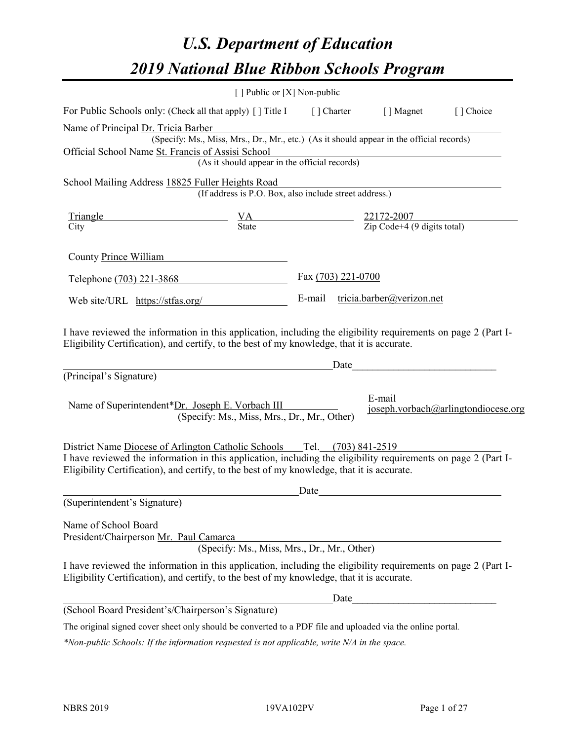# *U.S. Department of Education*
# *2019 National Blue Ribbon Schools Program*

[ ] Public or [X] Non-public

For Public Schools only: (Check all that apply) [ ] Title I [ ] Charter [ ] Magnet [ ] Choice

Name of Principal Dr. Tricia Barber
(Specify: Ms., Miss, Mrs., Dr., Mr., etc.) (As it should appear in the official records)

Official School Name St. Francis of Assisi School
(As it should appear in the official records)

School Mailing Address 18825 Fuller Heights Road
(If address is P.O. Box, also include street address.)

| Triangle | VA | 22172-2007 |
|---|---|---|
| City | State | Zip Code+4 (9 digits total) |

County Prince William

Telephone (703) 221-3868 Fax (703) 221-0700

Web site/URL https://stfas.org/ E-mail tricia.barber@verizon.net

I have reviewed the information in this application, including the eligibility requirements on page 2 (Part I-Eligibility Certification), and certify, to the best of my knowledge, that it is accurate.

_________________________________________ Date_____________________
(Principal's Signature)

Name of Superintendent*Dr. Joseph E. Vorbach III E-mail joseph.vorbach@arlingtondiocese.org
(Specify: Ms., Miss, Mrs., Dr., Mr., Other)

District Name Diocese of Arlington Catholic Schools Tel. (703) 841-2519

I have reviewed the information in this application, including the eligibility requirements on page 2 (Part I-Eligibility Certification), and certify, to the best of my knowledge, that it is accurate.

_________________________________________ Date_____________________
(Superintendent's Signature)

Name of School Board
President/Chairperson Mr. Paul Camarca
(Specify: Ms., Miss, Mrs., Dr., Mr., Other)

I have reviewed the information in this application, including the eligibility requirements on page 2 (Part I-Eligibility Certification), and certify, to the best of my knowledge, that it is accurate.

_________________________________________ Date_____________________
(School Board President's/Chairperson's Signature)

The original signed cover sheet only should be converted to a PDF file and uploaded via the online portal.

*\*Non-public Schools: If the information requested is not applicable, write N/A in the space.*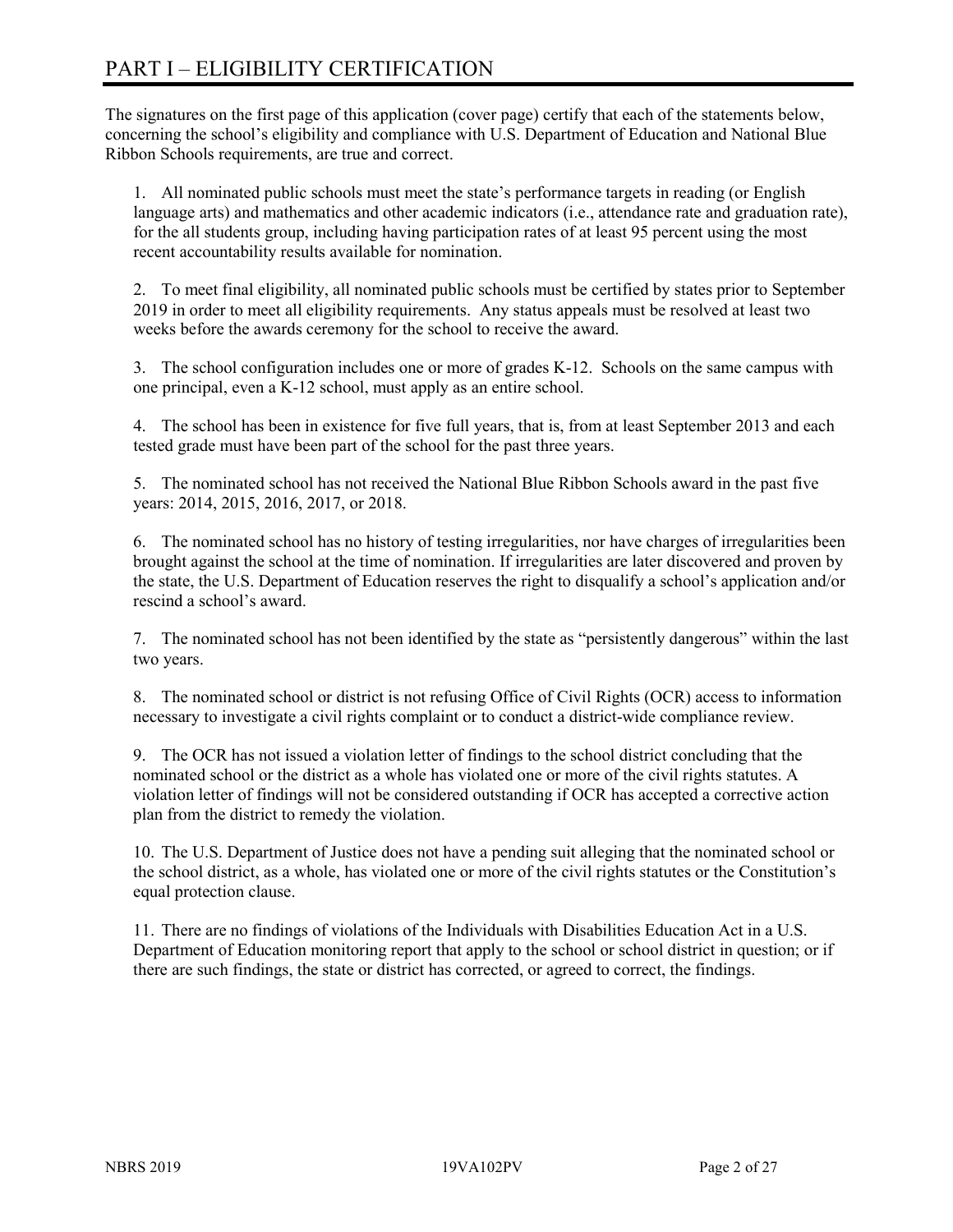# PART I – ELIGIBILITY CERTIFICATION

The signatures on the first page of this application (cover page) certify that each of the statements below, concerning the school's eligibility and compliance with U.S. Department of Education and National Blue Ribbon Schools requirements, are true and correct.

1. All nominated public schools must meet the state's performance targets in reading (or English language arts) and mathematics and other academic indicators (i.e., attendance rate and graduation rate), for the all students group, including having participation rates of at least 95 percent using the most recent accountability results available for nomination.

2. To meet final eligibility, all nominated public schools must be certified by states prior to September 2019 in order to meet all eligibility requirements. Any status appeals must be resolved at least two weeks before the awards ceremony for the school to receive the award.

3. The school configuration includes one or more of grades K-12. Schools on the same campus with one principal, even a K-12 school, must apply as an entire school.

4. The school has been in existence for five full years, that is, from at least September 2013 and each tested grade must have been part of the school for the past three years.

5. The nominated school has not received the National Blue Ribbon Schools award in the past five years: 2014, 2015, 2016, 2017, or 2018.

6. The nominated school has no history of testing irregularities, nor have charges of irregularities been brought against the school at the time of nomination. If irregularities are later discovered and proven by the state, the U.S. Department of Education reserves the right to disqualify a school's application and/or rescind a school's award.

7. The nominated school has not been identified by the state as "persistently dangerous" within the last two years.

8. The nominated school or district is not refusing Office of Civil Rights (OCR) access to information necessary to investigate a civil rights complaint or to conduct a district-wide compliance review.

9. The OCR has not issued a violation letter of findings to the school district concluding that the nominated school or the district as a whole has violated one or more of the civil rights statutes. A violation letter of findings will not be considered outstanding if OCR has accepted a corrective action plan from the district to remedy the violation.

10. The U.S. Department of Justice does not have a pending suit alleging that the nominated school or the school district, as a whole, has violated one or more of the civil rights statutes or the Constitution's equal protection clause.

11. There are no findings of violations of the Individuals with Disabilities Education Act in a U.S. Department of Education monitoring report that apply to the school or school district in question; or if there are such findings, the state or district has corrected, or agreed to correct, the findings.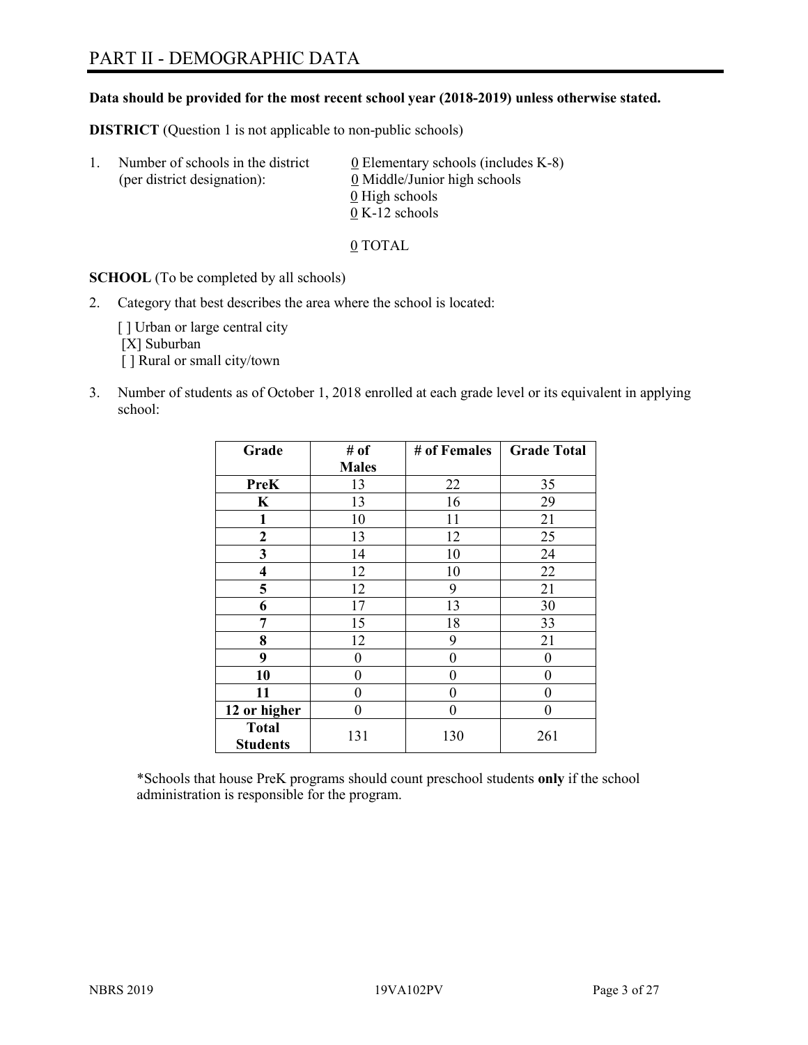# PART II - DEMOGRAPHIC DATA

**Data should be provided for the most recent school year (2018-2019) unless otherwise stated.**

**DISTRICT** (Question 1 is not applicable to non-public schools)

1. Number of schools in the district (per district designation):
   - 0 Elementary schools (includes K-8)
   - 0 Middle/Junior high schools
   - 0 High schools
   - 0 K-12 schools

   0 TOTAL

**SCHOOL** (To be completed by all schools)

2. Category that best describes the area where the school is located:

   [ ] Urban or large central city
   [X] Suburban
   [ ] Rural or small city/town

3. Number of students as of October 1, 2018 enrolled at each grade level or its equivalent in applying school:

| Grade | # of Males | # of Females | Grade Total |
|---|---|---|---|
| **PreK** | 13 | 22 | 35 |
| **K** | 13 | 16 | 29 |
| **1** | 10 | 11 | 21 |
| **2** | 13 | 12 | 25 |
| **3** | 14 | 10 | 24 |
| **4** | 12 | 10 | 22 |
| **5** | 12 | 9 | 21 |
| **6** | 17 | 13 | 30 |
| **7** | 15 | 18 | 33 |
| **8** | 12 | 9 | 21 |
| **9** | 0 | 0 | 0 |
| **10** | 0 | 0 | 0 |
| **11** | 0 | 0 | 0 |
| **12 or higher** | 0 | 0 | 0 |
| **Total Students** | 131 | 130 | 261 |

*Schools that house PreK programs should count preschool students **only** if the school administration is responsible for the program.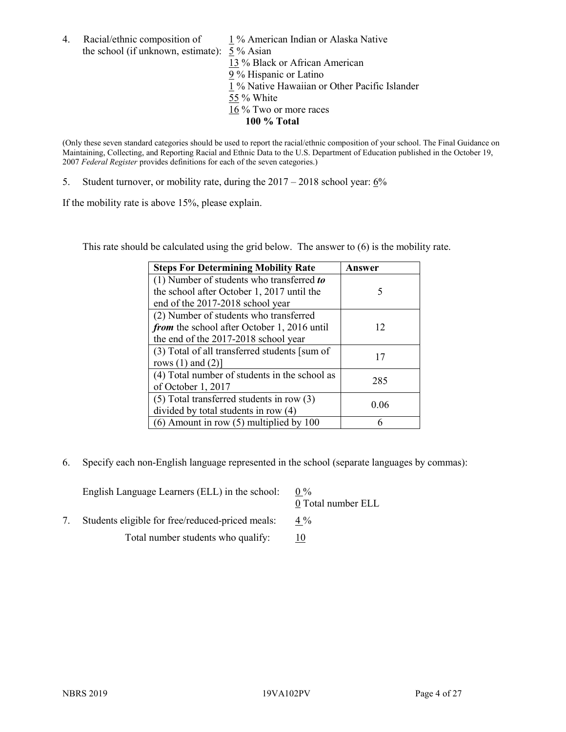4. Racial/ethnic composition of the school (if unknown, estimate):

1 % American Indian or Alaska Native
5 % Asian
13 % Black or African American
9 % Hispanic or Latino
1 % Native Hawaiian or Other Pacific Islander
55 % White
16 % Two or more races
**100 % Total**

(Only these seven standard categories should be used to report the racial/ethnic composition of your school. The Final Guidance on Maintaining, Collecting, and Reporting Racial and Ethnic Data to the U.S. Department of Education published in the October 19, 2007 *Federal Register* provides definitions for each of the seven categories.)

5. Student turnover, or mobility rate, during the 2017 – 2018 school year: 6%

If the mobility rate is above 15%, please explain.

This rate should be calculated using the grid below. The answer to (6) is the mobility rate.

| Steps For Determining Mobility Rate | Answer |
|---|---|
| (1) Number of students who transferred ***to*** the school after October 1, 2017 until the end of the 2017-2018 school year | 5 |
| (2) Number of students who transferred ***from*** the school after October 1, 2016 until the end of the 2017-2018 school year | 12 |
| (3) Total of all transferred students [sum of rows (1) and (2)] | 17 |
| (4) Total number of students in the school as of October 1, 2017 | 285 |
| (5) Total transferred students in row (3) divided by total students in row (4) | 0.06 |
| (6) Amount in row (5) multiplied by 100 | 6 |

6. Specify each non-English language represented in the school (separate languages by commas):

English Language Learners (ELL) in the school: 0 %
0 Total number ELL

7. Students eligible for free/reduced-priced meals: 4 %

Total number students who qualify: 10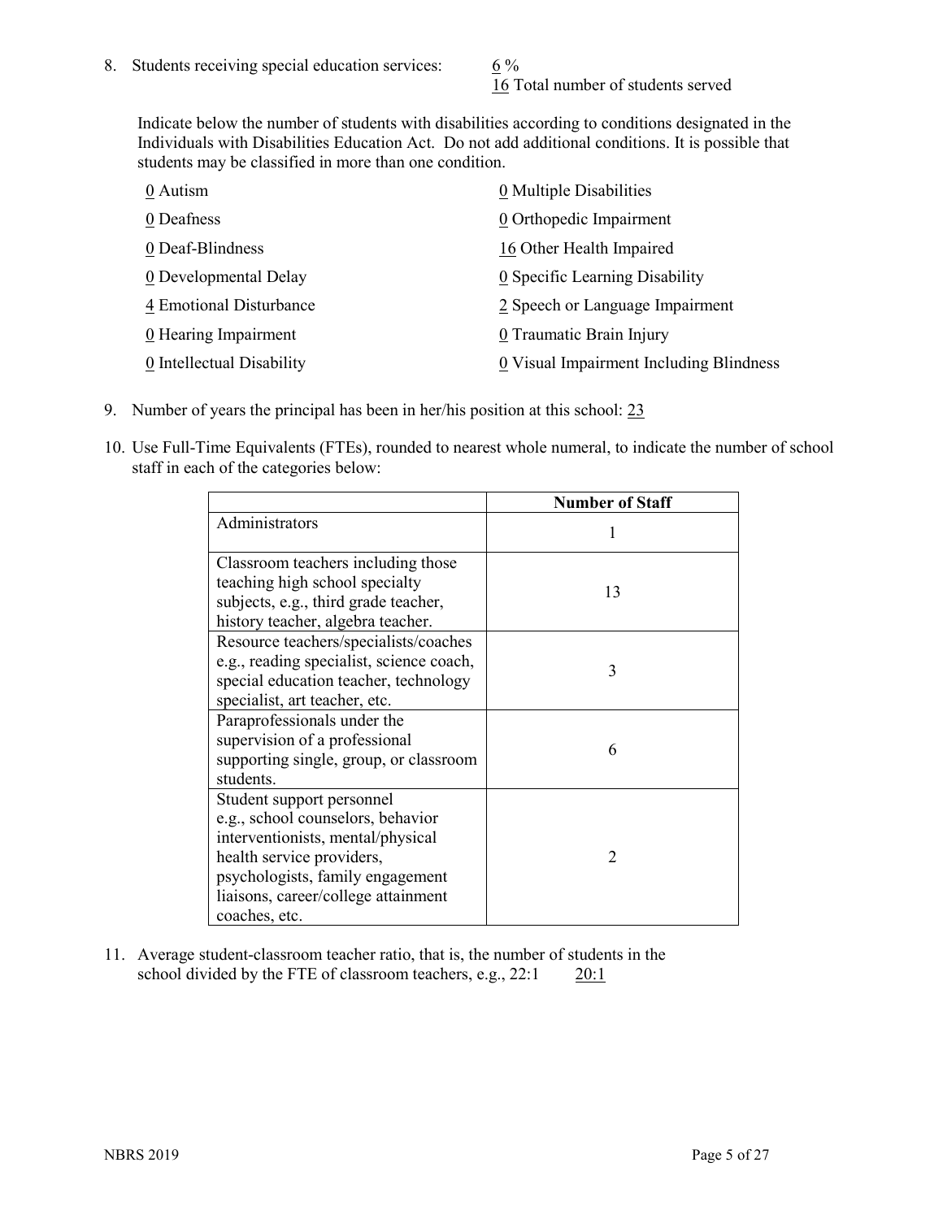8. Students receiving special education services: 6 %
   16 Total number of students served

   Indicate below the number of students with disabilities according to conditions designated in the Individuals with Disabilities Education Act. Do not add additional conditions. It is possible that students may be classified in more than one condition.

   0 Autism
   0 Deafness
   0 Deaf-Blindness
   0 Developmental Delay
   4 Emotional Disturbance
   0 Hearing Impairment
   0 Intellectual Disability
   0 Multiple Disabilities
   0 Orthopedic Impairment
   16 Other Health Impaired
   0 Specific Learning Disability
   2 Speech or Language Impairment
   0 Traumatic Brain Injury
   0 Visual Impairment Including Blindness

9. Number of years the principal has been in her/his position at this school: 23

10. Use Full-Time Equivalents (FTEs), rounded to nearest whole numeral, to indicate the number of school staff in each of the categories below:

| | Number of Staff |
|---|---|
| Administrators | 1 |
| Classroom teachers including those teaching high school specialty subjects, e.g., third grade teacher, history teacher, algebra teacher. | 13 |
| Resource teachers/specialists/coaches e.g., reading specialist, science coach, special education teacher, technology specialist, art teacher, etc. | 3 |
| Paraprofessionals under the supervision of a professional supporting single, group, or classroom students. | 6 |
| Student support personnel e.g., school counselors, behavior interventionists, mental/physical health service providers, psychologists, family engagement liaisons, career/college attainment coaches, etc. | 2 |

11. Average student-classroom teacher ratio, that is, the number of students in the school divided by the FTE of classroom teachers, e.g., 22:1 20:1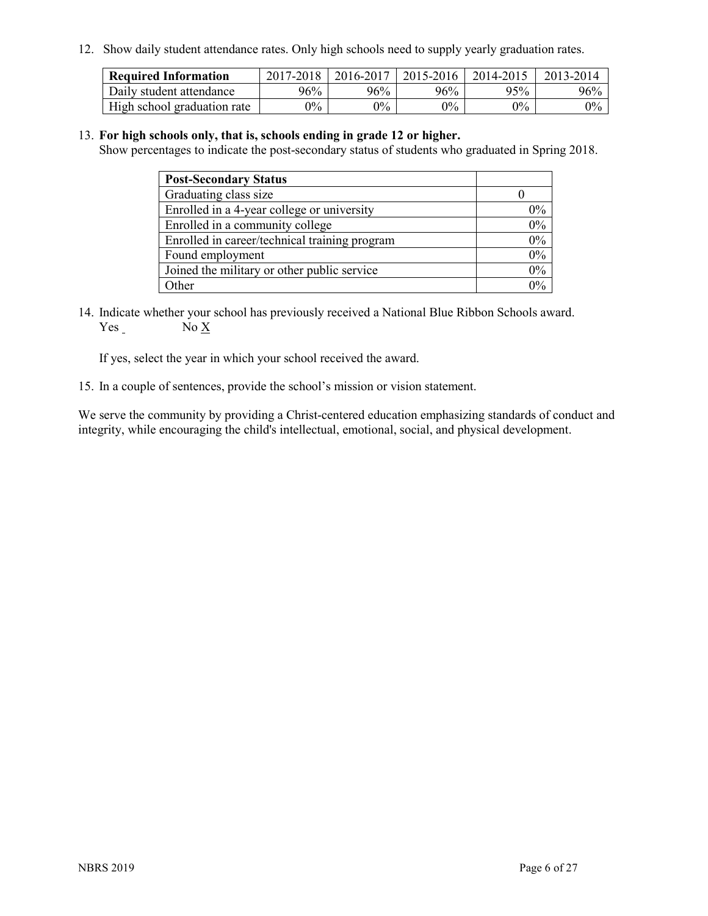12. Show daily student attendance rates. Only high schools need to supply yearly graduation rates.

| Required Information | 2017-2018 | 2016-2017 | 2015-2016 | 2014-2015 | 2013-2014 |
|---|---|---|---|---|---|
| Daily student attendance | 96% | 96% | 96% | 95% | 96% |
| High school graduation rate | 0% | 0% | 0% | 0% | 0% |

13. **For high schools only, that is, schools ending in grade 12 or higher.**
Show percentages to indicate the post-secondary status of students who graduated in Spring 2018.

| Post-Secondary Status | |
|---|---|
| Graduating class size | 0 |
| Enrolled in a 4-year college or university | 0% |
| Enrolled in a community college | 0% |
| Enrolled in career/technical training program | 0% |
| Found employment | 0% |
| Joined the military or other public service | 0% |
| Other | 0% |

14. Indicate whether your school has previously received a National Blue Ribbon Schools award.
Yes _ No X

If yes, select the year in which your school received the award.

15. In a couple of sentences, provide the school's mission or vision statement.

We serve the community by providing a Christ-centered education emphasizing standards of conduct and integrity, while encouraging the child's intellectual, emotional, social, and physical development.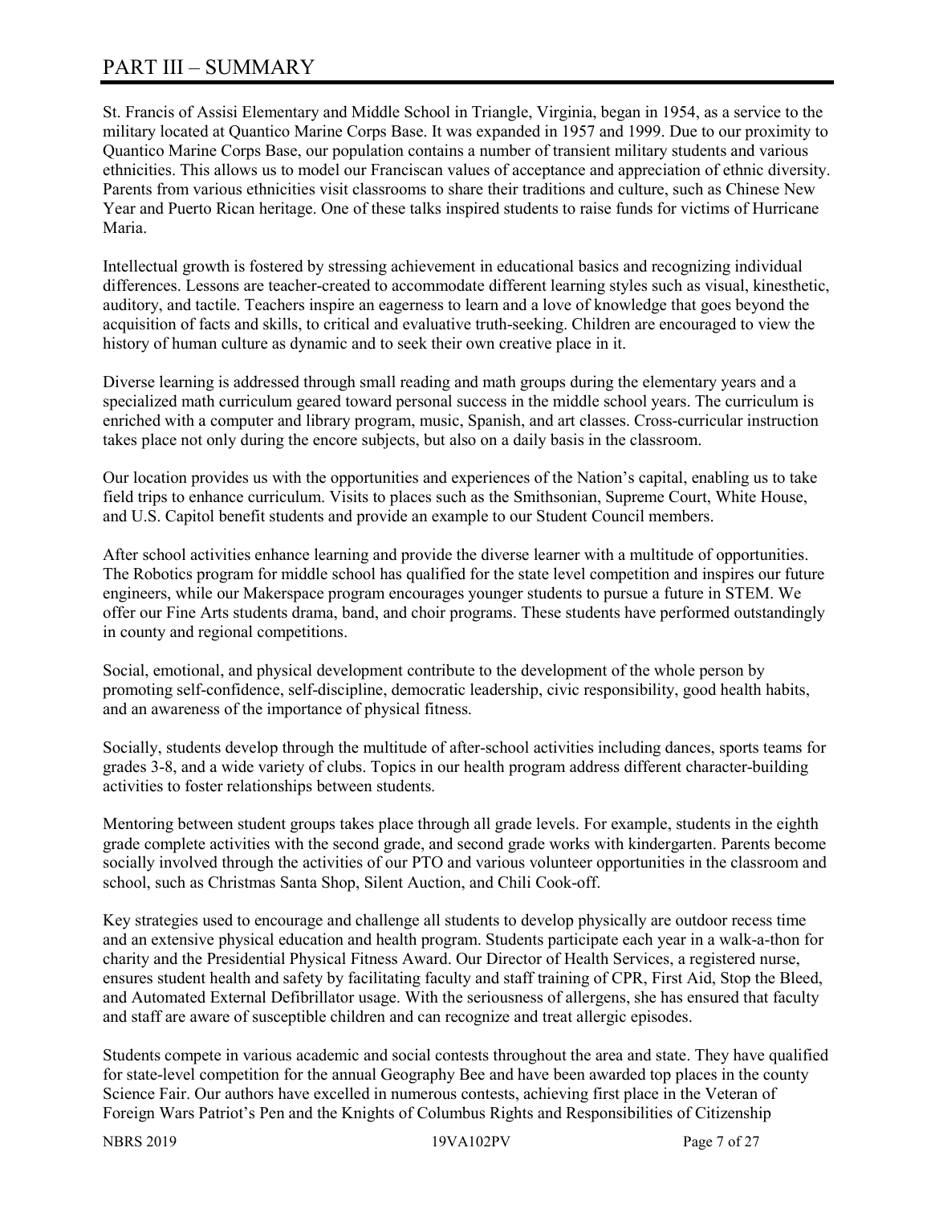# PART III – SUMMARY

St. Francis of Assisi Elementary and Middle School in Triangle, Virginia, began in 1954, as a service to the military located at Quantico Marine Corps Base. It was expanded in 1957 and 1999. Due to our proximity to Quantico Marine Corps Base, our population contains a number of transient military students and various ethnicities. This allows us to model our Franciscan values of acceptance and appreciation of ethnic diversity. Parents from various ethnicities visit classrooms to share their traditions and culture, such as Chinese New Year and Puerto Rican heritage. One of these talks inspired students to raise funds for victims of Hurricane Maria.

Intellectual growth is fostered by stressing achievement in educational basics and recognizing individual differences. Lessons are teacher-created to accommodate different learning styles such as visual, kinesthetic, auditory, and tactile. Teachers inspire an eagerness to learn and a love of knowledge that goes beyond the acquisition of facts and skills, to critical and evaluative truth-seeking. Children are encouraged to view the history of human culture as dynamic and to seek their own creative place in it.

Diverse learning is addressed through small reading and math groups during the elementary years and a specialized math curriculum geared toward personal success in the middle school years. The curriculum is enriched with a computer and library program, music, Spanish, and art classes. Cross-curricular instruction takes place not only during the encore subjects, but also on a daily basis in the classroom.

Our location provides us with the opportunities and experiences of the Nation's capital, enabling us to take field trips to enhance curriculum. Visits to places such as the Smithsonian, Supreme Court, White House, and U.S. Capitol benefit students and provide an example to our Student Council members.

After school activities enhance learning and provide the diverse learner with a multitude of opportunities. The Robotics program for middle school has qualified for the state level competition and inspires our future engineers, while our Makerspace program encourages younger students to pursue a future in STEM. We offer our Fine Arts students drama, band, and choir programs. These students have performed outstandingly in county and regional competitions.

Social, emotional, and physical development contribute to the development of the whole person by promoting self-confidence, self-discipline, democratic leadership, civic responsibility, good health habits, and an awareness of the importance of physical fitness.

Socially, students develop through the multitude of after-school activities including dances, sports teams for grades 3-8, and a wide variety of clubs. Topics in our health program address different character-building activities to foster relationships between students.

Mentoring between student groups takes place through all grade levels. For example, students in the eighth grade complete activities with the second grade, and second grade works with kindergarten. Parents become socially involved through the activities of our PTO and various volunteer opportunities in the classroom and school, such as Christmas Santa Shop, Silent Auction, and Chili Cook-off.

Key strategies used to encourage and challenge all students to develop physically are outdoor recess time and an extensive physical education and health program. Students participate each year in a walk-a-thon for charity and the Presidential Physical Fitness Award. Our Director of Health Services, a registered nurse, ensures student health and safety by facilitating faculty and staff training of CPR, First Aid, Stop the Bleed, and Automated External Defibrillator usage. With the seriousness of allergens, she has ensured that faculty and staff are aware of susceptible children and can recognize and treat allergic episodes.

Students compete in various academic and social contests throughout the area and state. They have qualified for state-level competition for the annual Geography Bee and have been awarded top places in the county Science Fair. Our authors have excelled in numerous contests, achieving first place in the Veteran of Foreign Wars Patriot's Pen and the Knights of Columbus Rights and Responsibilities of Citizenship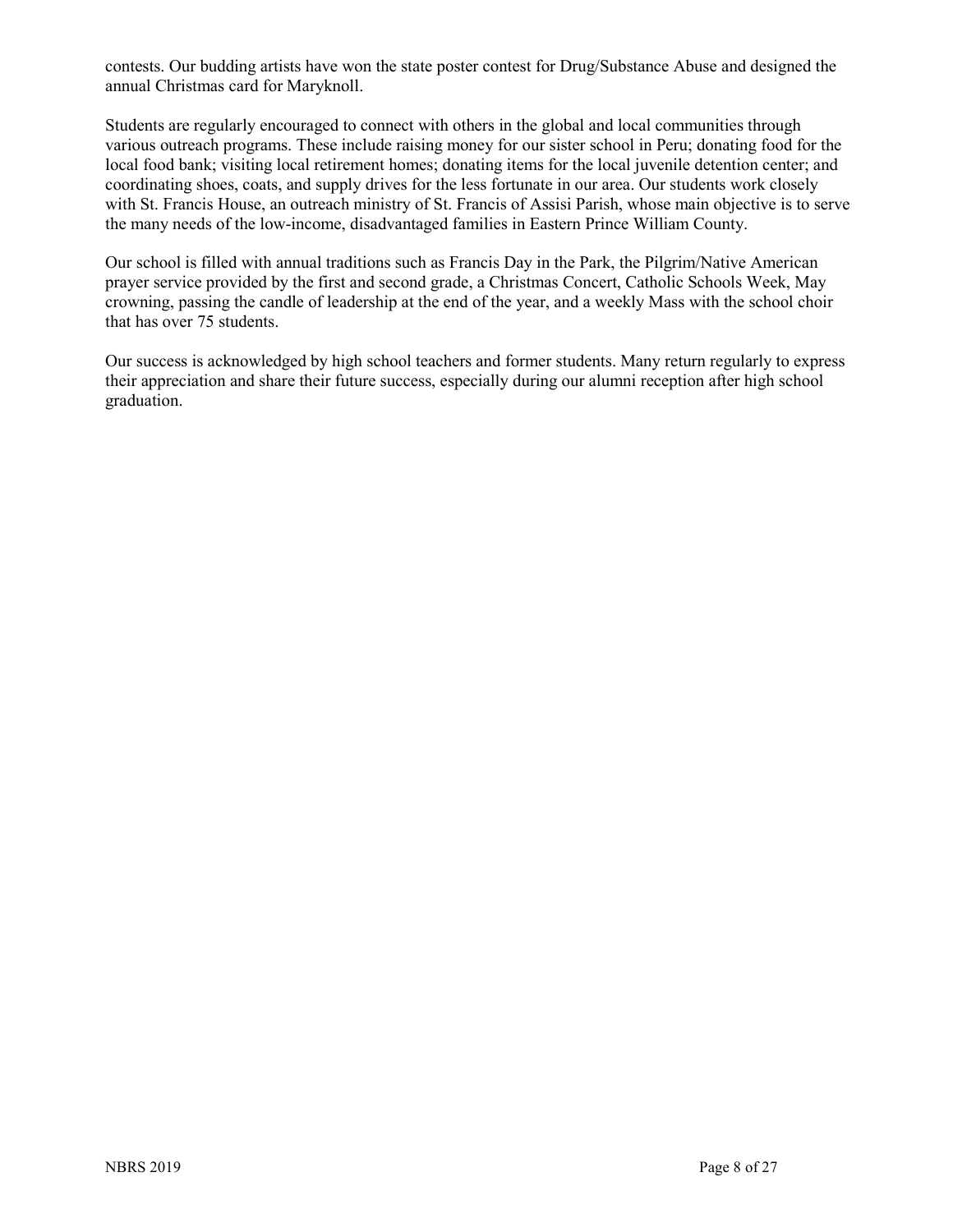contests. Our budding artists have won the state poster contest for Drug/Substance Abuse and designed the annual Christmas card for Maryknoll.

Students are regularly encouraged to connect with others in the global and local communities through various outreach programs. These include raising money for our sister school in Peru; donating food for the local food bank; visiting local retirement homes; donating items for the local juvenile detention center; and coordinating shoes, coats, and supply drives for the less fortunate in our area. Our students work closely with St. Francis House, an outreach ministry of St. Francis of Assisi Parish, whose main objective is to serve the many needs of the low-income, disadvantaged families in Eastern Prince William County.

Our school is filled with annual traditions such as Francis Day in the Park, the Pilgrim/Native American prayer service provided by the first and second grade, a Christmas Concert, Catholic Schools Week, May crowning, passing the candle of leadership at the end of the year, and a weekly Mass with the school choir that has over 75 students.

Our success is acknowledged by high school teachers and former students. Many return regularly to express their appreciation and share their future success, especially during our alumni reception after high school graduation.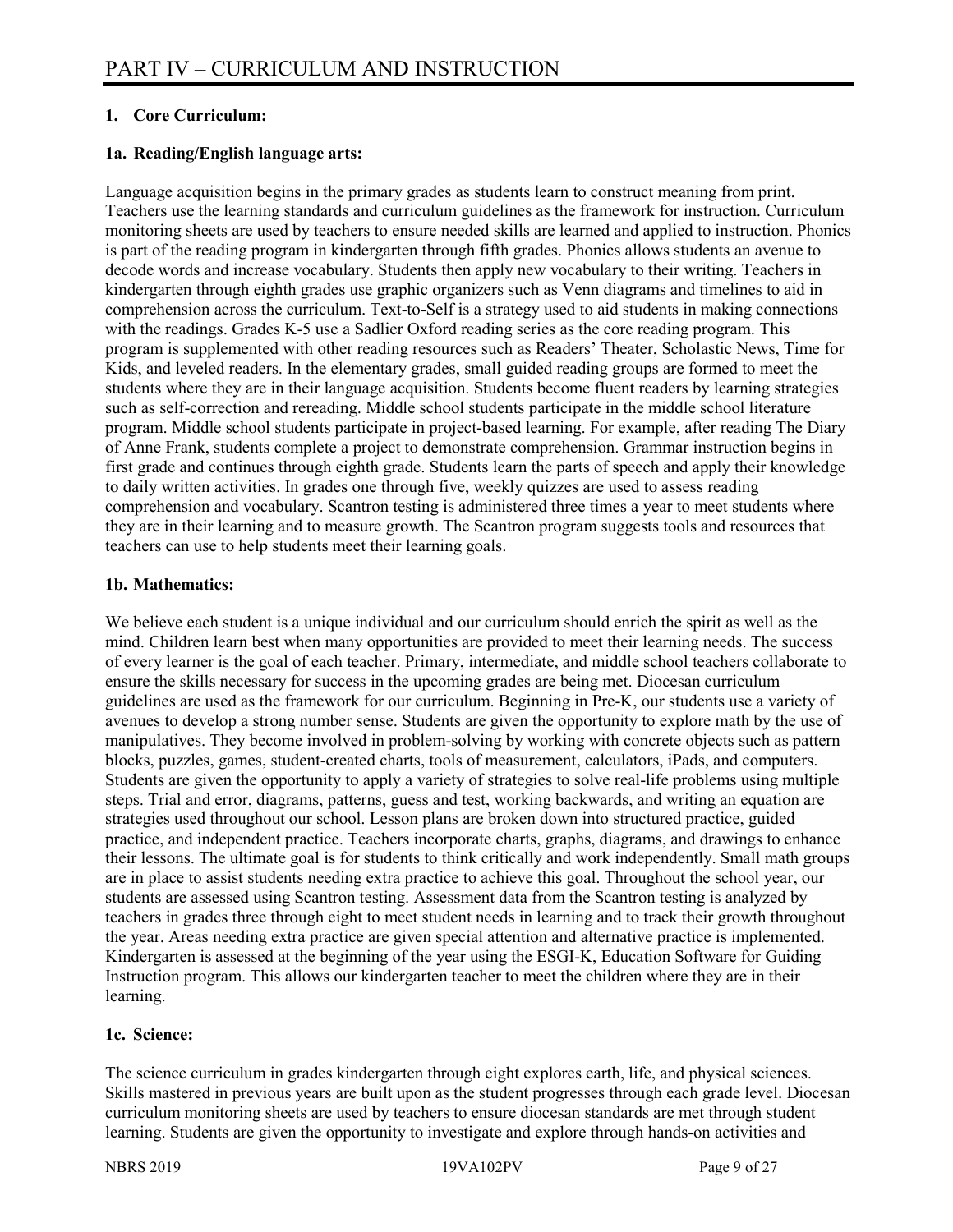# PART IV – CURRICULUM AND INSTRUCTION

**1. Core Curriculum:**

**1a. Reading/English language arts:**

Language acquisition begins in the primary grades as students learn to construct meaning from print. Teachers use the learning standards and curriculum guidelines as the framework for instruction. Curriculum monitoring sheets are used by teachers to ensure needed skills are learned and applied to instruction. Phonics is part of the reading program in kindergarten through fifth grades. Phonics allows students an avenue to decode words and increase vocabulary. Students then apply new vocabulary to their writing. Teachers in kindergarten through eighth grades use graphic organizers such as Venn diagrams and timelines to aid in comprehension across the curriculum. Text-to-Self is a strategy used to aid students in making connections with the readings. Grades K-5 use a Sadlier Oxford reading series as the core reading program. This program is supplemented with other reading resources such as Readers' Theater, Scholastic News, Time for Kids, and leveled readers. In the elementary grades, small guided reading groups are formed to meet the students where they are in their language acquisition. Students become fluent readers by learning strategies such as self-correction and rereading. Middle school students participate in the middle school literature program. Middle school students participate in project-based learning. For example, after reading The Diary of Anne Frank, students complete a project to demonstrate comprehension. Grammar instruction begins in first grade and continues through eighth grade. Students learn the parts of speech and apply their knowledge to daily written activities. In grades one through five, weekly quizzes are used to assess reading comprehension and vocabulary. Scantron testing is administered three times a year to meet students where they are in their learning and to measure growth. The Scantron program suggests tools and resources that teachers can use to help students meet their learning goals.

**1b. Mathematics:**

We believe each student is a unique individual and our curriculum should enrich the spirit as well as the mind. Children learn best when many opportunities are provided to meet their learning needs. The success of every learner is the goal of each teacher. Primary, intermediate, and middle school teachers collaborate to ensure the skills necessary for success in the upcoming grades are being met. Diocesan curriculum guidelines are used as the framework for our curriculum. Beginning in Pre-K, our students use a variety of avenues to develop a strong number sense. Students are given the opportunity to explore math by the use of manipulatives. They become involved in problem-solving by working with concrete objects such as pattern blocks, puzzles, games, student-created charts, tools of measurement, calculators, iPads, and computers. Students are given the opportunity to apply a variety of strategies to solve real-life problems using multiple steps. Trial and error, diagrams, patterns, guess and test, working backwards, and writing an equation are strategies used throughout our school. Lesson plans are broken down into structured practice, guided practice, and independent practice. Teachers incorporate charts, graphs, diagrams, and drawings to enhance their lessons. The ultimate goal is for students to think critically and work independently. Small math groups are in place to assist students needing extra practice to achieve this goal. Throughout the school year, our students are assessed using Scantron testing. Assessment data from the Scantron testing is analyzed by teachers in grades three through eight to meet student needs in learning and to track their growth throughout the year. Areas needing extra practice are given special attention and alternative practice is implemented. Kindergarten is assessed at the beginning of the year using the ESGI-K, Education Software for Guiding Instruction program. This allows our kindergarten teacher to meet the children where they are in their learning.

**1c. Science:**

The science curriculum in grades kindergarten through eight explores earth, life, and physical sciences. Skills mastered in previous years are built upon as the student progresses through each grade level. Diocesan curriculum monitoring sheets are used by teachers to ensure diocesan standards are met through student learning. Students are given the opportunity to investigate and explore through hands-on activities and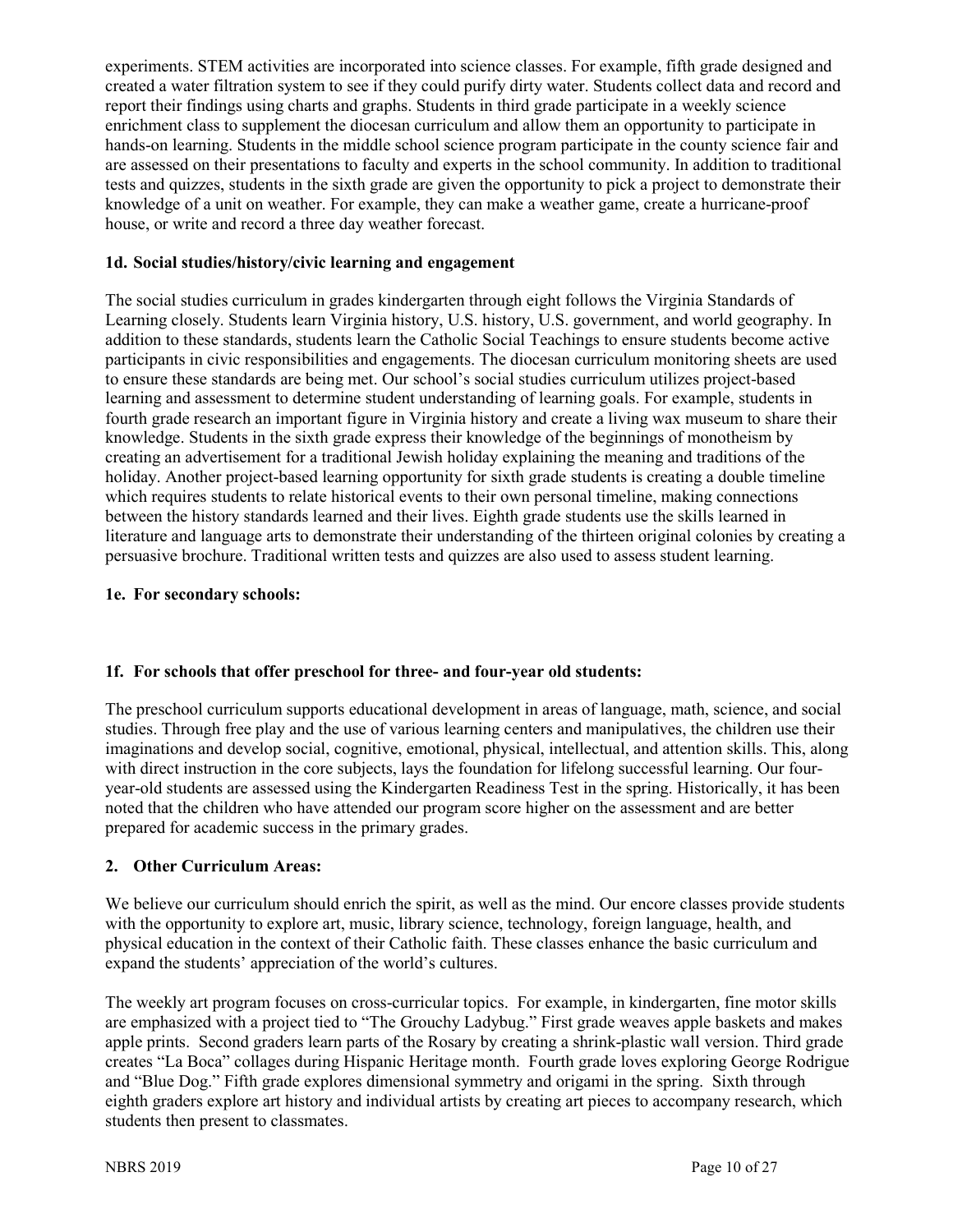experiments. STEM activities are incorporated into science classes. For example, fifth grade designed and created a water filtration system to see if they could purify dirty water. Students collect data and record and report their findings using charts and graphs. Students in third grade participate in a weekly science enrichment class to supplement the diocesan curriculum and allow them an opportunity to participate in hands-on learning. Students in the middle school science program participate in the county science fair and are assessed on their presentations to faculty and experts in the school community. In addition to traditional tests and quizzes, students in the sixth grade are given the opportunity to pick a project to demonstrate their knowledge of a unit on weather. For example, they can make a weather game, create a hurricane-proof house, or write and record a three day weather forecast.

### 1d. Social studies/history/civic learning and engagement

The social studies curriculum in grades kindergarten through eight follows the Virginia Standards of Learning closely. Students learn Virginia history, U.S. history, U.S. government, and world geography. In addition to these standards, students learn the Catholic Social Teachings to ensure students become active participants in civic responsibilities and engagements. The diocesan curriculum monitoring sheets are used to ensure these standards are being met. Our school's social studies curriculum utilizes project-based learning and assessment to determine student understanding of learning goals. For example, students in fourth grade research an important figure in Virginia history and create a living wax museum to share their knowledge. Students in the sixth grade express their knowledge of the beginnings of monotheism by creating an advertisement for a traditional Jewish holiday explaining the meaning and traditions of the holiday. Another project-based learning opportunity for sixth grade students is creating a double timeline which requires students to relate historical events to their own personal timeline, making connections between the history standards learned and their lives. Eighth grade students use the skills learned in literature and language arts to demonstrate their understanding of the thirteen original colonies by creating a persuasive brochure. Traditional written tests and quizzes are also used to assess student learning.

### 1e. For secondary schools:

### 1f. For schools that offer preschool for three- and four-year old students:

The preschool curriculum supports educational development in areas of language, math, science, and social studies. Through free play and the use of various learning centers and manipulatives, the children use their imaginations and develop social, cognitive, emotional, physical, intellectual, and attention skills. This, along with direct instruction in the core subjects, lays the foundation for lifelong successful learning. Our four-year-old students are assessed using the Kindergarten Readiness Test in the spring. Historically, it has been noted that the children who have attended our program score higher on the assessment and are better prepared for academic success in the primary grades.

### 2. Other Curriculum Areas:

We believe our curriculum should enrich the spirit, as well as the mind. Our encore classes provide students with the opportunity to explore art, music, library science, technology, foreign language, health, and physical education in the context of their Catholic faith. These classes enhance the basic curriculum and expand the students' appreciation of the world's cultures.

The weekly art program focuses on cross-curricular topics. For example, in kindergarten, fine motor skills are emphasized with a project tied to "The Grouchy Ladybug." First grade weaves apple baskets and makes apple prints. Second graders learn parts of the Rosary by creating a shrink-plastic wall version. Third grade creates "La Boca" collages during Hispanic Heritage month. Fourth grade loves exploring George Rodrigue and "Blue Dog." Fifth grade explores dimensional symmetry and origami in the spring. Sixth through eighth graders explore art history and individual artists by creating art pieces to accompany research, which students then present to classmates.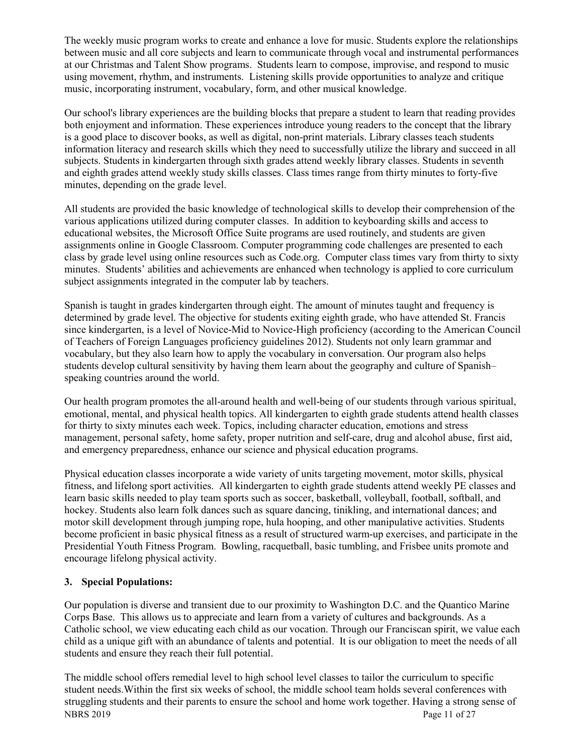The weekly music program works to create and enhance a love for music. Students explore the relationships between music and all core subjects and learn to communicate through vocal and instrumental performances at our Christmas and Talent Show programs. Students learn to compose, improvise, and respond to music using movement, rhythm, and instruments. Listening skills provide opportunities to analyze and critique music, incorporating instrument, vocabulary, form, and other musical knowledge.

Our school's library experiences are the building blocks that prepare a student to learn that reading provides both enjoyment and information. These experiences introduce young readers to the concept that the library is a good place to discover books, as well as digital, non-print materials. Library classes teach students information literacy and research skills which they need to successfully utilize the library and succeed in all subjects. Students in kindergarten through sixth grades attend weekly library classes. Students in seventh and eighth grades attend weekly study skills classes. Class times range from thirty minutes to forty-five minutes, depending on the grade level.

All students are provided the basic knowledge of technological skills to develop their comprehension of the various applications utilized during computer classes. In addition to keyboarding skills and access to educational websites, the Microsoft Office Suite programs are used routinely, and students are given assignments online in Google Classroom. Computer programming code challenges are presented to each class by grade level using online resources such as Code.org. Computer class times vary from thirty to sixty minutes. Students' abilities and achievements are enhanced when technology is applied to core curriculum subject assignments integrated in the computer lab by teachers.

Spanish is taught in grades kindergarten through eight. The amount of minutes taught and frequency is determined by grade level. The objective for students exiting eighth grade, who have attended St. Francis since kindergarten, is a level of Novice-Mid to Novice-High proficiency (according to the American Council of Teachers of Foreign Languages proficiency guidelines 2012). Students not only learn grammar and vocabulary, but they also learn how to apply the vocabulary in conversation. Our program also helps students develop cultural sensitivity by having them learn about the geography and culture of Spanish–speaking countries around the world.

Our health program promotes the all-around health and well-being of our students through various spiritual, emotional, mental, and physical health topics. All kindergarten to eighth grade students attend health classes for thirty to sixty minutes each week. Topics, including character education, emotions and stress management, personal safety, home safety, proper nutrition and self-care, drug and alcohol abuse, first aid, and emergency preparedness, enhance our science and physical education programs.

Physical education classes incorporate a wide variety of units targeting movement, motor skills, physical fitness, and lifelong sport activities. All kindergarten to eighth grade students attend weekly PE classes and learn basic skills needed to play team sports such as soccer, basketball, volleyball, football, softball, and hockey. Students also learn folk dances such as square dancing, tinikling, and international dances; and motor skill development through jumping rope, hula hooping, and other manipulative activities. Students become proficient in basic physical fitness as a result of structured warm-up exercises, and participate in the Presidential Youth Fitness Program. Bowling, racquetball, basic tumbling, and Frisbee units promote and encourage lifelong physical activity.

### 3. Special Populations:

Our population is diverse and transient due to our proximity to Washington D.C. and the Quantico Marine Corps Base. This allows us to appreciate and learn from a variety of cultures and backgrounds. As a Catholic school, we view educating each child as our vocation. Through our Franciscan spirit, we value each child as a unique gift with an abundance of talents and potential. It is our obligation to meet the needs of all students and ensure they reach their full potential.

The middle school offers remedial level to high school level classes to tailor the curriculum to specific student needs.Within the first six weeks of school, the middle school team holds several conferences with struggling students and their parents to ensure the school and home work together. Having a strong sense of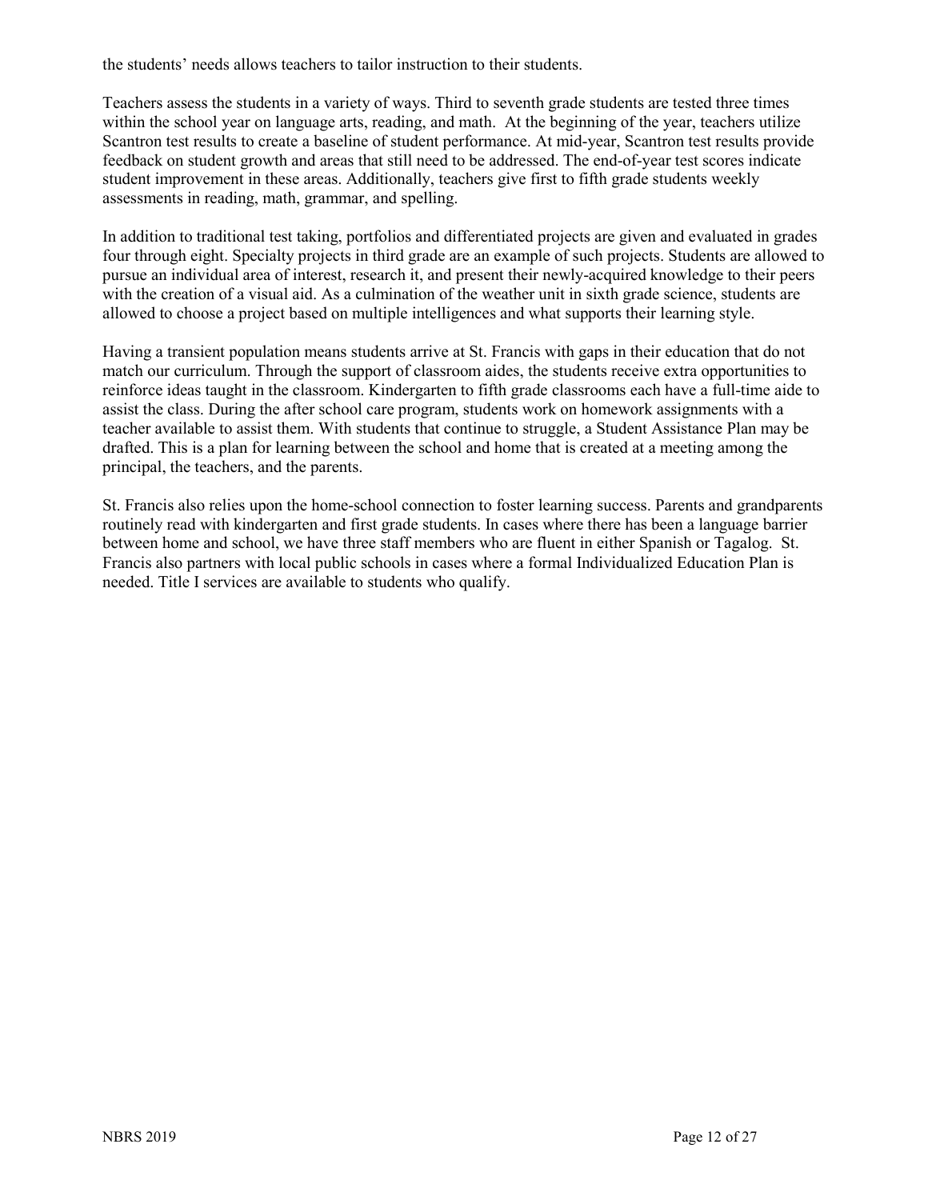the students' needs allows teachers to tailor instruction to their students.

Teachers assess the students in a variety of ways. Third to seventh grade students are tested three times within the school year on language arts, reading, and math. At the beginning of the year, teachers utilize Scantron test results to create a baseline of student performance. At mid-year, Scantron test results provide feedback on student growth and areas that still need to be addressed. The end-of-year test scores indicate student improvement in these areas. Additionally, teachers give first to fifth grade students weekly assessments in reading, math, grammar, and spelling.

In addition to traditional test taking, portfolios and differentiated projects are given and evaluated in grades four through eight. Specialty projects in third grade are an example of such projects. Students are allowed to pursue an individual area of interest, research it, and present their newly-acquired knowledge to their peers with the creation of a visual aid. As a culmination of the weather unit in sixth grade science, students are allowed to choose a project based on multiple intelligences and what supports their learning style.

Having a transient population means students arrive at St. Francis with gaps in their education that do not match our curriculum. Through the support of classroom aides, the students receive extra opportunities to reinforce ideas taught in the classroom. Kindergarten to fifth grade classrooms each have a full-time aide to assist the class. During the after school care program, students work on homework assignments with a teacher available to assist them. With students that continue to struggle, a Student Assistance Plan may be drafted. This is a plan for learning between the school and home that is created at a meeting among the principal, the teachers, and the parents.

St. Francis also relies upon the home-school connection to foster learning success. Parents and grandparents routinely read with kindergarten and first grade students. In cases where there has been a language barrier between home and school, we have three staff members who are fluent in either Spanish or Tagalog. St. Francis also partners with local public schools in cases where a formal Individualized Education Plan is needed. Title I services are available to students who qualify.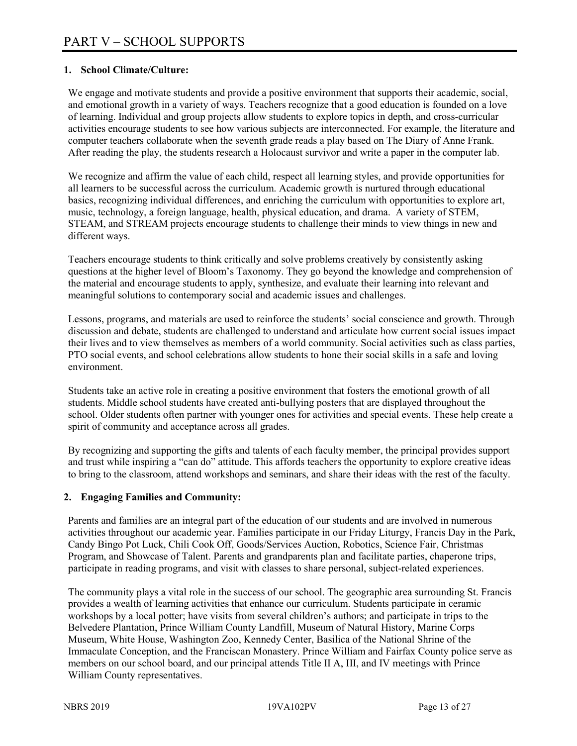# PART V – SCHOOL SUPPORTS

## 1. School Climate/Culture:

We engage and motivate students and provide a positive environment that supports their academic, social, and emotional growth in a variety of ways. Teachers recognize that a good education is founded on a love of learning. Individual and group projects allow students to explore topics in depth, and cross-curricular activities encourage students to see how various subjects are interconnected. For example, the literature and computer teachers collaborate when the seventh grade reads a play based on The Diary of Anne Frank. After reading the play, the students research a Holocaust survivor and write a paper in the computer lab.

We recognize and affirm the value of each child, respect all learning styles, and provide opportunities for all learners to be successful across the curriculum. Academic growth is nurtured through educational basics, recognizing individual differences, and enriching the curriculum with opportunities to explore art, music, technology, a foreign language, health, physical education, and drama. A variety of STEM, STEAM, and STREAM projects encourage students to challenge their minds to view things in new and different ways.

Teachers encourage students to think critically and solve problems creatively by consistently asking questions at the higher level of Bloom's Taxonomy. They go beyond the knowledge and comprehension of the material and encourage students to apply, synthesize, and evaluate their learning into relevant and meaningful solutions to contemporary social and academic issues and challenges.

Lessons, programs, and materials are used to reinforce the students' social conscience and growth. Through discussion and debate, students are challenged to understand and articulate how current social issues impact their lives and to view themselves as members of a world community. Social activities such as class parties, PTO social events, and school celebrations allow students to hone their social skills in a safe and loving environment.

Students take an active role in creating a positive environment that fosters the emotional growth of all students. Middle school students have created anti-bullying posters that are displayed throughout the school. Older students often partner with younger ones for activities and special events. These help create a spirit of community and acceptance across all grades.

By recognizing and supporting the gifts and talents of each faculty member, the principal provides support and trust while inspiring a "can do" attitude. This affords teachers the opportunity to explore creative ideas to bring to the classroom, attend workshops and seminars, and share their ideas with the rest of the faculty.

## 2. Engaging Families and Community:

Parents and families are an integral part of the education of our students and are involved in numerous activities throughout our academic year. Families participate in our Friday Liturgy, Francis Day in the Park, Candy Bingo Pot Luck, Chili Cook Off, Goods/Services Auction, Robotics, Science Fair, Christmas Program, and Showcase of Talent. Parents and grandparents plan and facilitate parties, chaperone trips, participate in reading programs, and visit with classes to share personal, subject-related experiences.

The community plays a vital role in the success of our school. The geographic area surrounding St. Francis provides a wealth of learning activities that enhance our curriculum. Students participate in ceramic workshops by a local potter; have visits from several children's authors; and participate in trips to the Belvedere Plantation, Prince William County Landfill, Museum of Natural History, Marine Corps Museum, White House, Washington Zoo, Kennedy Center, Basilica of the National Shrine of the Immaculate Conception, and the Franciscan Monastery. Prince William and Fairfax County police serve as members on our school board, and our principal attends Title II A, III, and IV meetings with Prince William County representatives.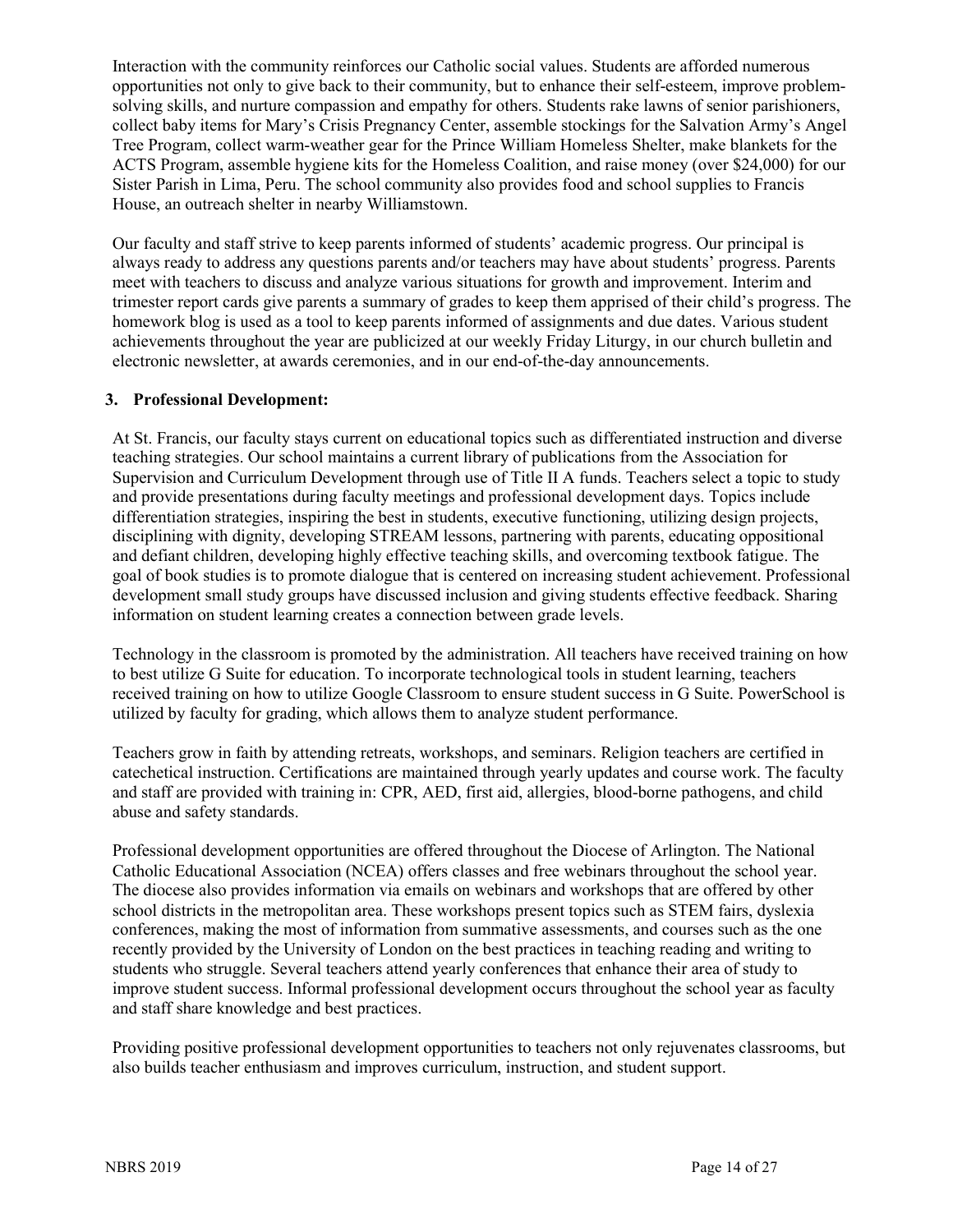Interaction with the community reinforces our Catholic social values. Students are afforded numerous opportunities not only to give back to their community, but to enhance their self-esteem, improve problem-solving skills, and nurture compassion and empathy for others. Students rake lawns of senior parishioners, collect baby items for Mary's Crisis Pregnancy Center, assemble stockings for the Salvation Army's Angel Tree Program, collect warm-weather gear for the Prince William Homeless Shelter, make blankets for the ACTS Program, assemble hygiene kits for the Homeless Coalition, and raise money (over $24,000) for our Sister Parish in Lima, Peru. The school community also provides food and school supplies to Francis House, an outreach shelter in nearby Williamstown.

Our faculty and staff strive to keep parents informed of students' academic progress. Our principal is always ready to address any questions parents and/or teachers may have about students' progress. Parents meet with teachers to discuss and analyze various situations for growth and improvement. Interim and trimester report cards give parents a summary of grades to keep them apprised of their child's progress. The homework blog is used as a tool to keep parents informed of assignments and due dates. Various student achievements throughout the year are publicized at our weekly Friday Liturgy, in our church bulletin and electronic newsletter, at awards ceremonies, and in our end-of-the-day announcements.

### 3. Professional Development:

At St. Francis, our faculty stays current on educational topics such as differentiated instruction and diverse teaching strategies. Our school maintains a current library of publications from the Association for Supervision and Curriculum Development through use of Title II A funds. Teachers select a topic to study and provide presentations during faculty meetings and professional development days. Topics include differentiation strategies, inspiring the best in students, executive functioning, utilizing design projects, disciplining with dignity, developing STREAM lessons, partnering with parents, educating oppositional and defiant children, developing highly effective teaching skills, and overcoming textbook fatigue. The goal of book studies is to promote dialogue that is centered on increasing student achievement. Professional development small study groups have discussed inclusion and giving students effective feedback. Sharing information on student learning creates a connection between grade levels.

Technology in the classroom is promoted by the administration. All teachers have received training on how to best utilize G Suite for education. To incorporate technological tools in student learning, teachers received training on how to utilize Google Classroom to ensure student success in G Suite. PowerSchool is utilized by faculty for grading, which allows them to analyze student performance.

Teachers grow in faith by attending retreats, workshops, and seminars. Religion teachers are certified in catechetical instruction. Certifications are maintained through yearly updates and course work. The faculty and staff are provided with training in: CPR, AED, first aid, allergies, blood-borne pathogens, and child abuse and safety standards.

Professional development opportunities are offered throughout the Diocese of Arlington. The National Catholic Educational Association (NCEA) offers classes and free webinars throughout the school year. The diocese also provides information via emails on webinars and workshops that are offered by other school districts in the metropolitan area. These workshops present topics such as STEM fairs, dyslexia conferences, making the most of information from summative assessments, and courses such as the one recently provided by the University of London on the best practices in teaching reading and writing to students who struggle. Several teachers attend yearly conferences that enhance their area of study to improve student success. Informal professional development occurs throughout the school year as faculty and staff share knowledge and best practices.

Providing positive professional development opportunities to teachers not only rejuvenates classrooms, but also builds teacher enthusiasm and improves curriculum, instruction, and student support.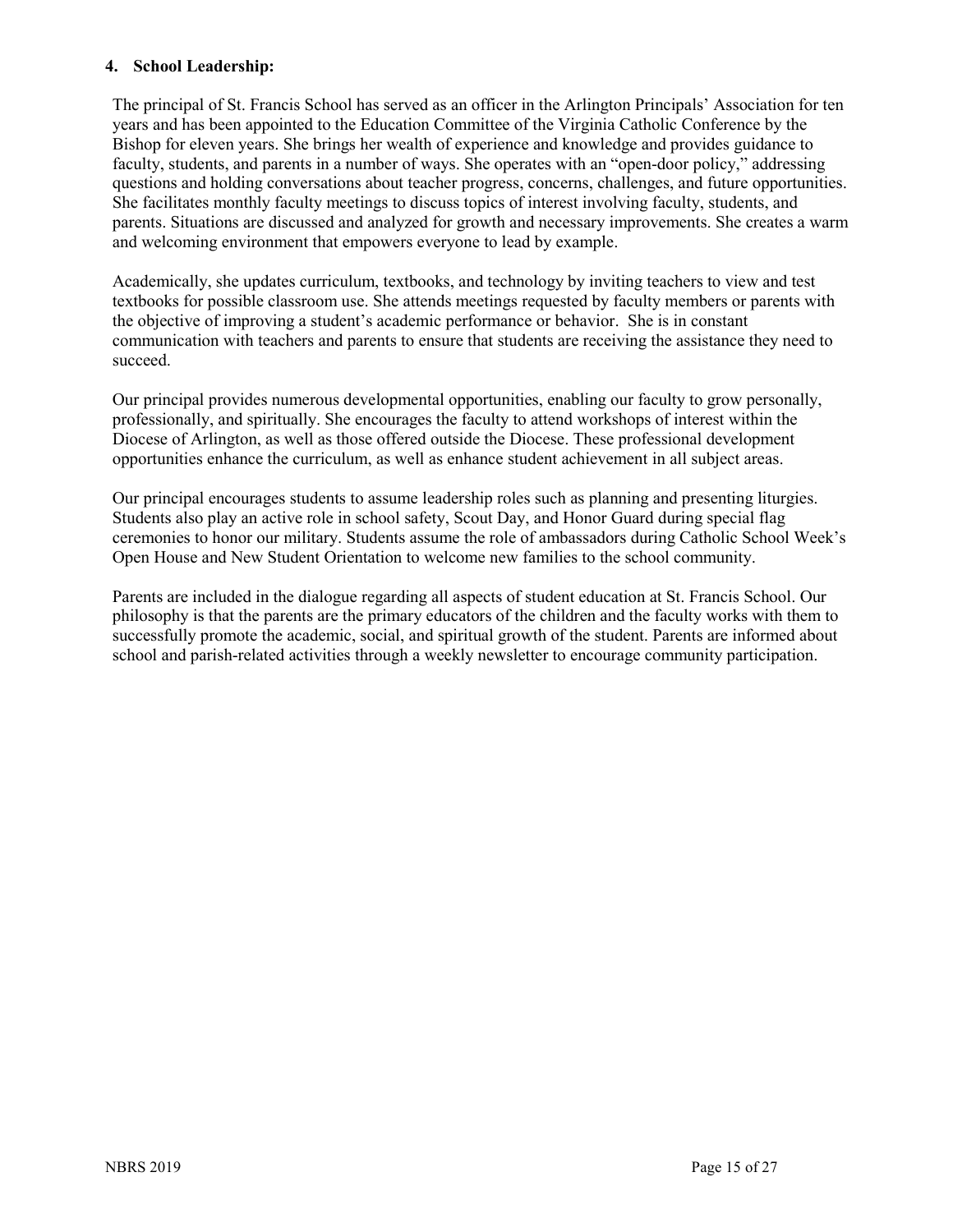#### 4. School Leadership:

The principal of St. Francis School has served as an officer in the Arlington Principals' Association for ten years and has been appointed to the Education Committee of the Virginia Catholic Conference by the Bishop for eleven years. She brings her wealth of experience and knowledge and provides guidance to faculty, students, and parents in a number of ways. She operates with an "open-door policy," addressing questions and holding conversations about teacher progress, concerns, challenges, and future opportunities. She facilitates monthly faculty meetings to discuss topics of interest involving faculty, students, and parents. Situations are discussed and analyzed for growth and necessary improvements. She creates a warm and welcoming environment that empowers everyone to lead by example.

Academically, she updates curriculum, textbooks, and technology by inviting teachers to view and test textbooks for possible classroom use. She attends meetings requested by faculty members or parents with the objective of improving a student's academic performance or behavior. She is in constant communication with teachers and parents to ensure that students are receiving the assistance they need to succeed.

Our principal provides numerous developmental opportunities, enabling our faculty to grow personally, professionally, and spiritually. She encourages the faculty to attend workshops of interest within the Diocese of Arlington, as well as those offered outside the Diocese. These professional development opportunities enhance the curriculum, as well as enhance student achievement in all subject areas.

Our principal encourages students to assume leadership roles such as planning and presenting liturgies. Students also play an active role in school safety, Scout Day, and Honor Guard during special flag ceremonies to honor our military. Students assume the role of ambassadors during Catholic School Week's Open House and New Student Orientation to welcome new families to the school community.

Parents are included in the dialogue regarding all aspects of student education at St. Francis School. Our philosophy is that the parents are the primary educators of the children and the faculty works with them to successfully promote the academic, social, and spiritual growth of the student. Parents are informed about school and parish-related activities through a weekly newsletter to encourage community participation.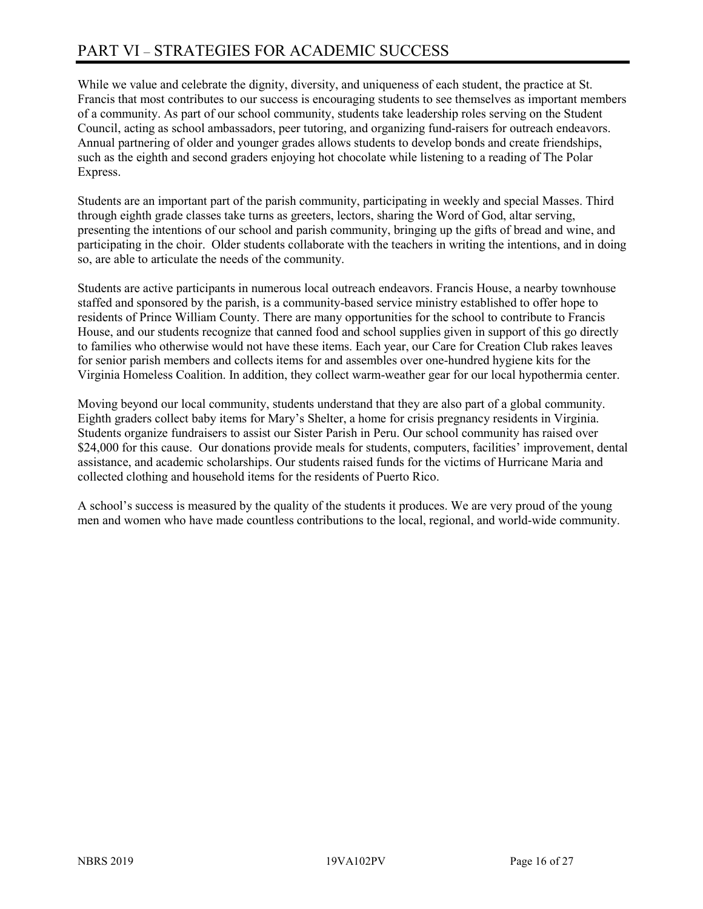# PART VI – STRATEGIES FOR ACADEMIC SUCCESS

While we value and celebrate the dignity, diversity, and uniqueness of each student, the practice at St. Francis that most contributes to our success is encouraging students to see themselves as important members of a community. As part of our school community, students take leadership roles serving on the Student Council, acting as school ambassadors, peer tutoring, and organizing fund-raisers for outreach endeavors. Annual partnering of older and younger grades allows students to develop bonds and create friendships, such as the eighth and second graders enjoying hot chocolate while listening to a reading of The Polar Express.

Students are an important part of the parish community, participating in weekly and special Masses. Third through eighth grade classes take turns as greeters, lectors, sharing the Word of God, altar serving, presenting the intentions of our school and parish community, bringing up the gifts of bread and wine, and participating in the choir. Older students collaborate with the teachers in writing the intentions, and in doing so, are able to articulate the needs of the community.

Students are active participants in numerous local outreach endeavors. Francis House, a nearby townhouse staffed and sponsored by the parish, is a community-based service ministry established to offer hope to residents of Prince William County. There are many opportunities for the school to contribute to Francis House, and our students recognize that canned food and school supplies given in support of this go directly to families who otherwise would not have these items. Each year, our Care for Creation Club rakes leaves for senior parish members and collects items for and assembles over one-hundred hygiene kits for the Virginia Homeless Coalition. In addition, they collect warm-weather gear for our local hypothermia center.

Moving beyond our local community, students understand that they are also part of a global community. Eighth graders collect baby items for Mary's Shelter, a home for crisis pregnancy residents in Virginia. Students organize fundraisers to assist our Sister Parish in Peru. Our school community has raised over $24,000 for this cause. Our donations provide meals for students, computers, facilities' improvement, dental assistance, and academic scholarships. Our students raised funds for the victims of Hurricane Maria and collected clothing and household items for the residents of Puerto Rico.

A school's success is measured by the quality of the students it produces. We are very proud of the young men and women who have made countless contributions to the local, regional, and world-wide community.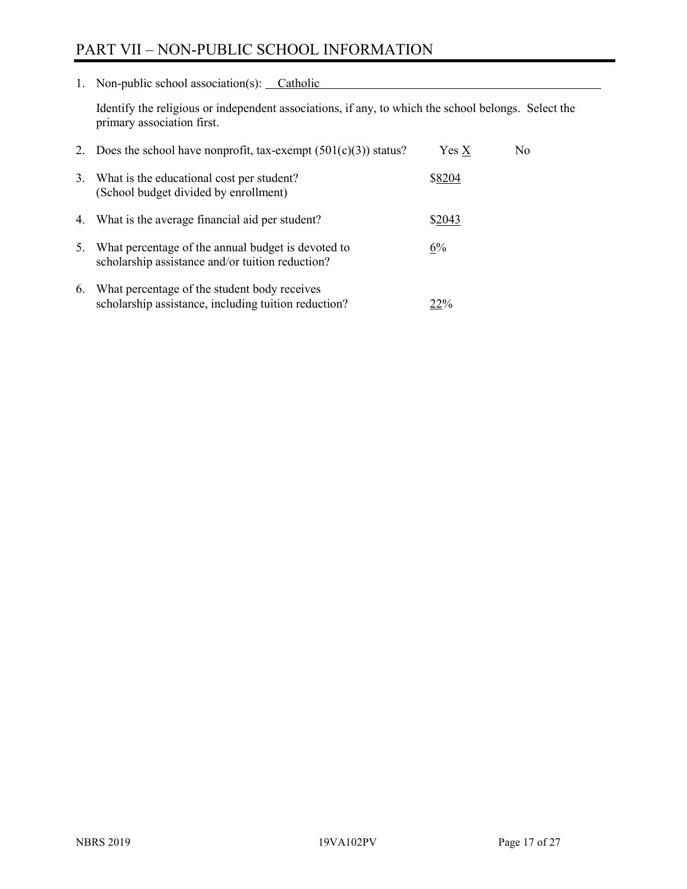# PART VII – NON-PUBLIC SCHOOL INFORMATION

1. Non-public school association(s): Catholic

   Identify the religious or independent associations, if any, to which the school belongs. Select the primary association first.

2. Does the school have nonprofit, tax-exempt (501(c)(3)) status? Yes X No

3. What is the educational cost per student? (School budget divided by enrollment) $8204

4. What is the average financial aid per student? $2043

5. What percentage of the annual budget is devoted to scholarship assistance and/or tuition reduction? 6%

6. What percentage of the student body receives scholarship assistance, including tuition reduction? 22%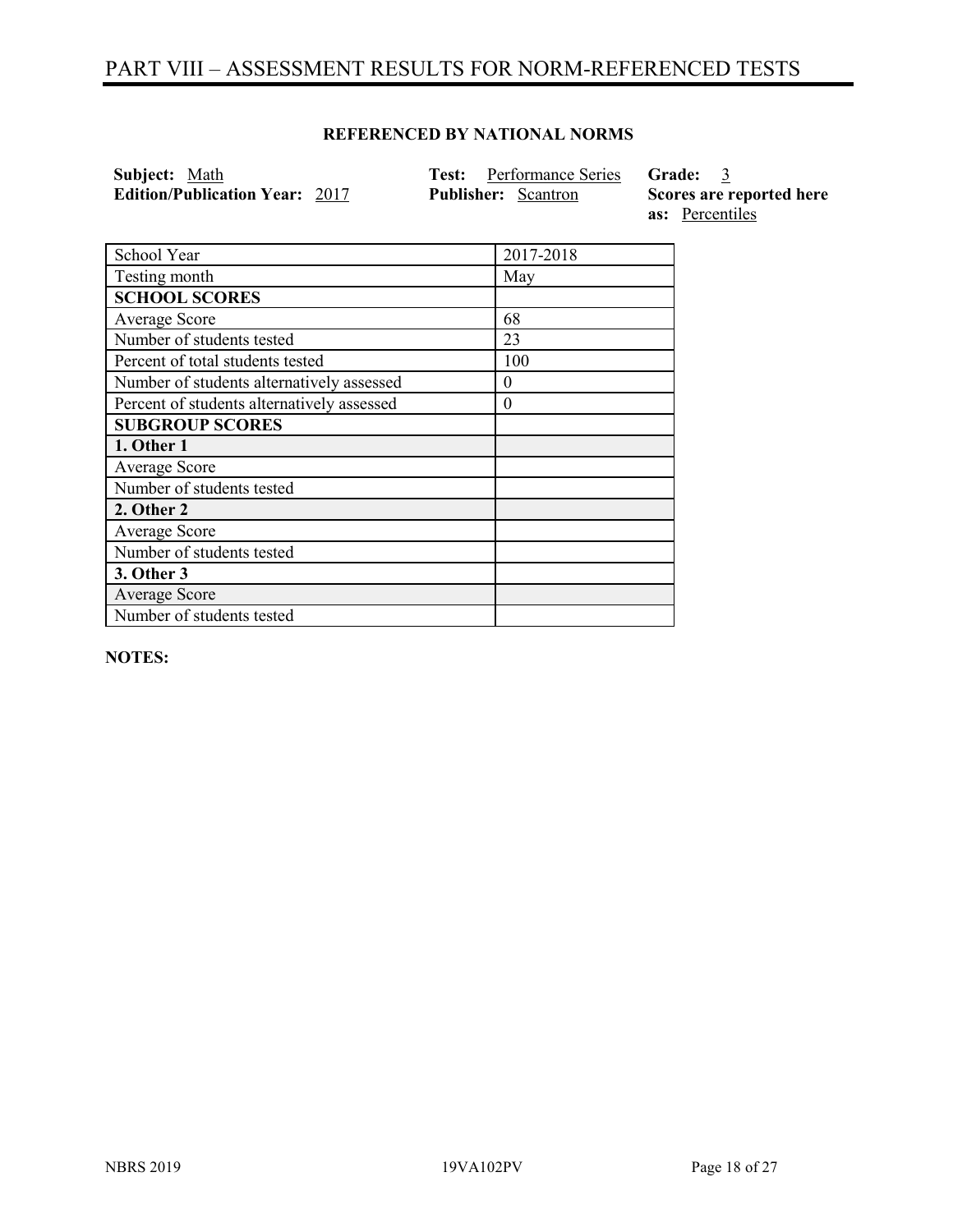# PART VIII – ASSESSMENT RESULTS FOR NORM-REFERENCED TESTS

**REFERENCED BY NATIONAL NORMS**

**Subject:** Math
**Edition/Publication Year:** 2017
**Test:** Performance Series
**Publisher:** Scantron
**Grade:** 3
**Scores are reported here as:** Percentiles

| School Year | 2017-2018 |
|---|---|
| Testing month | May |
| **SCHOOL SCORES** | |
| Average Score | 68 |
| Number of students tested | 23 |
| Percent of total students tested | 100 |
| Number of students alternatively assessed | 0 |
| Percent of students alternatively assessed | 0 |
| **SUBGROUP SCORES** | |
| **1. Other 1** | |
| Average Score | |
| Number of students tested | |
| **2. Other 2** | |
| Average Score | |
| Number of students tested | |
| **3. Other 3** | |
| Average Score | |
| Number of students tested | |

**NOTES:**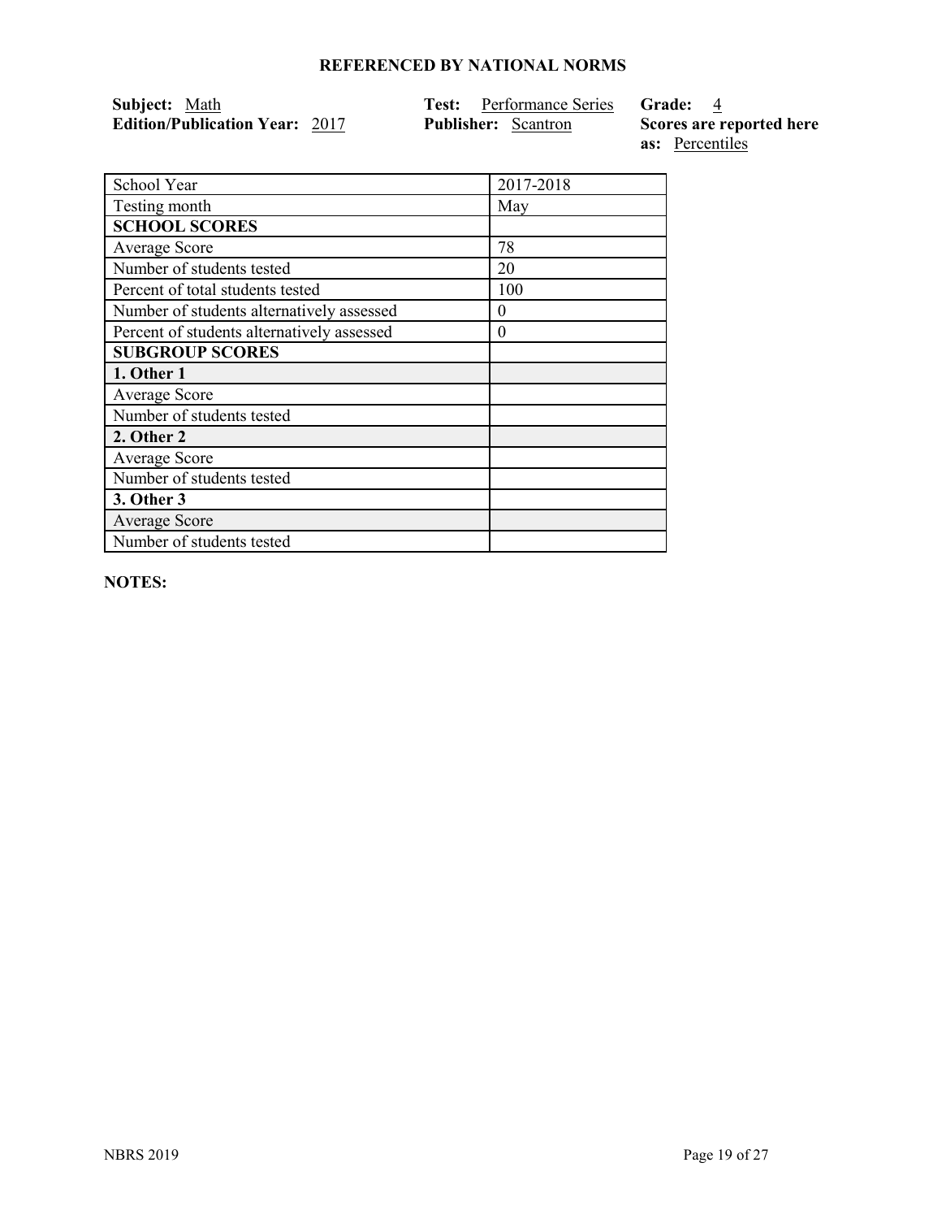## REFERENCED BY NATIONAL NORMS

**Subject:** Math
**Edition/Publication Year:** 2017
**Test:** Performance Series
**Publisher:** Scantron
**Grade:** 4
**Scores are reported here as:** Percentiles

| School Year | 2017-2018 |
|---|---|
| Testing month | May |
| **SCHOOL SCORES** | |
| Average Score | 78 |
| Number of students tested | 20 |
| Percent of total students tested | 100 |
| Number of students alternatively assessed | 0 |
| Percent of students alternatively assessed | 0 |
| **SUBGROUP SCORES** | |
| **1. Other 1** | |
| Average Score | |
| Number of students tested | |
| **2. Other 2** | |
| Average Score | |
| Number of students tested | |
| **3. Other 3** | |
| Average Score | |
| Number of students tested | |

**NOTES:**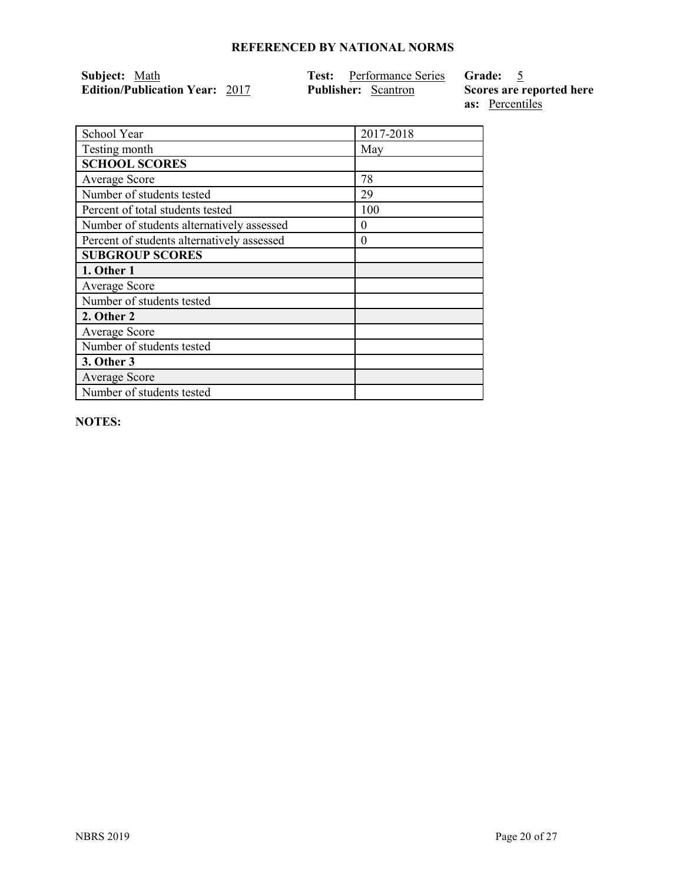### REFERENCED BY NATIONAL NORMS

**Subject:** Math
**Edition/Publication Year:** 2017
**Test:** Performance Series
**Publisher:** Scantron
**Grade:** 5
**Scores are reported here as:** Percentiles

| School Year | 2017-2018 |
|---|---|
| Testing month | May |
| **SCHOOL SCORES** | |
| Average Score | 78 |
| Number of students tested | 29 |
| Percent of total students tested | 100 |
| Number of students alternatively assessed | 0 |
| Percent of students alternatively assessed | 0 |
| **SUBGROUP SCORES** | |
| **1. Other 1** | |
| Average Score | |
| Number of students tested | |
| **2. Other 2** | |
| Average Score | |
| Number of students tested | |
| **3. Other 3** | |
| Average Score | |
| Number of students tested | |

**NOTES:**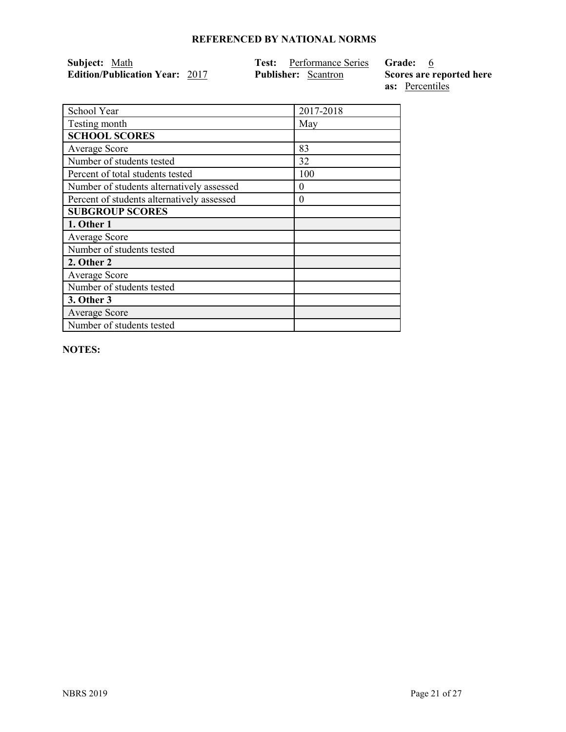## REFERENCED BY NATIONAL NORMS

**Subject:** Math  
**Edition/Publication Year:** 2017  
**Test:** Performance Series  
**Publisher:** Scantron  
**Grade:** 6  
**Scores are reported here as:** Percentiles

| School Year | 2017-2018 |
| --- | --- |
| Testing month | May |
| **SCHOOL SCORES** | |
| Average Score | 83 |
| Number of students tested | 32 |
| Percent of total students tested | 100 |
| Number of students alternatively assessed | 0 |
| Percent of students alternatively assessed | 0 |
| **SUBGROUP SCORES** | |
| **1. Other 1** | |
| Average Score | |
| Number of students tested | |
| **2. Other 2** | |
| Average Score | |
| Number of students tested | |
| **3. Other 3** | |
| Average Score | |
| Number of students tested | |

**NOTES:**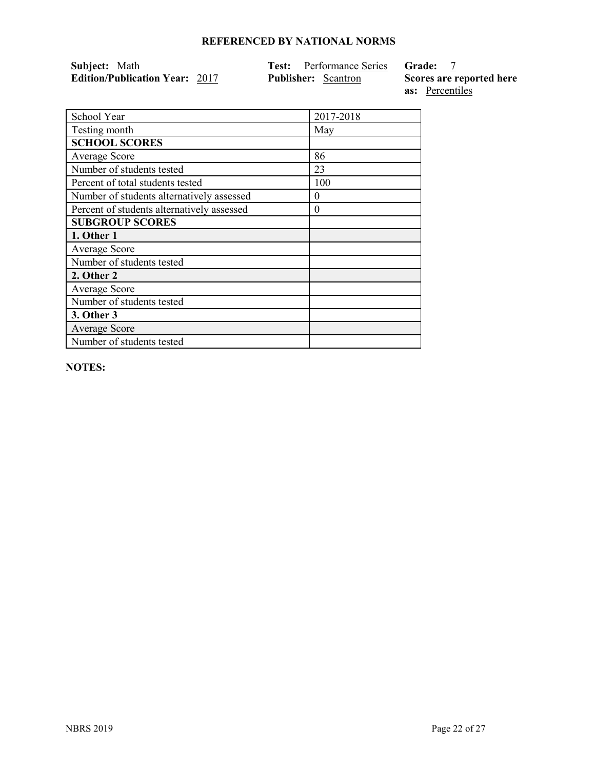**REFERENCED BY NATIONAL NORMS**

**Subject:** Math
**Edition/Publication Year:** 2017
**Test:** Performance Series
**Publisher:** Scantron
**Grade:** 7
**Scores are reported here as:** Percentiles

| School Year | 2017-2018 |
| --- | --- |
| Testing month | May |
| **SCHOOL SCORES** | |
| Average Score | 86 |
| Number of students tested | 23 |
| Percent of total students tested | 100 |
| Number of students alternatively assessed | 0 |
| Percent of students alternatively assessed | 0 |
| **SUBGROUP SCORES** | |
| **1. Other 1** | |
| Average Score | |
| Number of students tested | |
| **2. Other 2** | |
| Average Score | |
| Number of students tested | |
| **3. Other 3** | |
| Average Score | |
| Number of students tested | |

**NOTES:**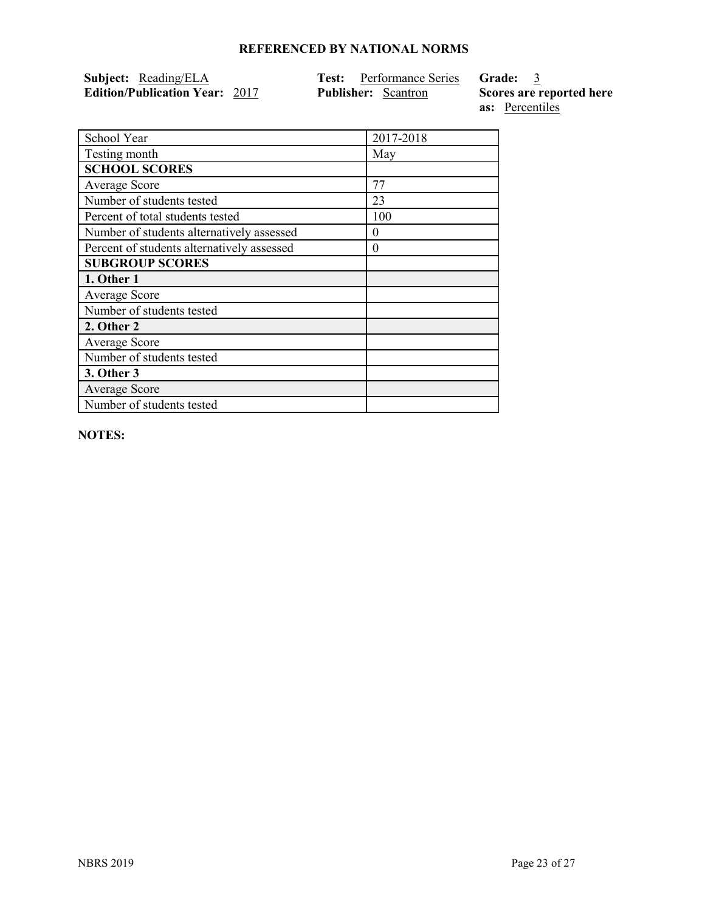### REFERENCED BY NATIONAL NORMS

**Subject:** Reading/ELA
**Edition/Publication Year:** 2017
**Test:** Performance Series
**Publisher:** Scantron
**Grade:** 3
**Scores are reported here as:** Percentiles

| School Year | 2017-2018 |
|---|---|
| Testing month | May |
| **SCHOOL SCORES** | |
| Average Score | 77 |
| Number of students tested | 23 |
| Percent of total students tested | 100 |
| Number of students alternatively assessed | 0 |
| Percent of students alternatively assessed | 0 |
| **SUBGROUP SCORES** | |
| **1. Other 1** | |
| Average Score | |
| Number of students tested | |
| **2. Other 2** | |
| Average Score | |
| Number of students tested | |
| **3. Other 3** | |
| Average Score | |
| Number of students tested | |

**NOTES:**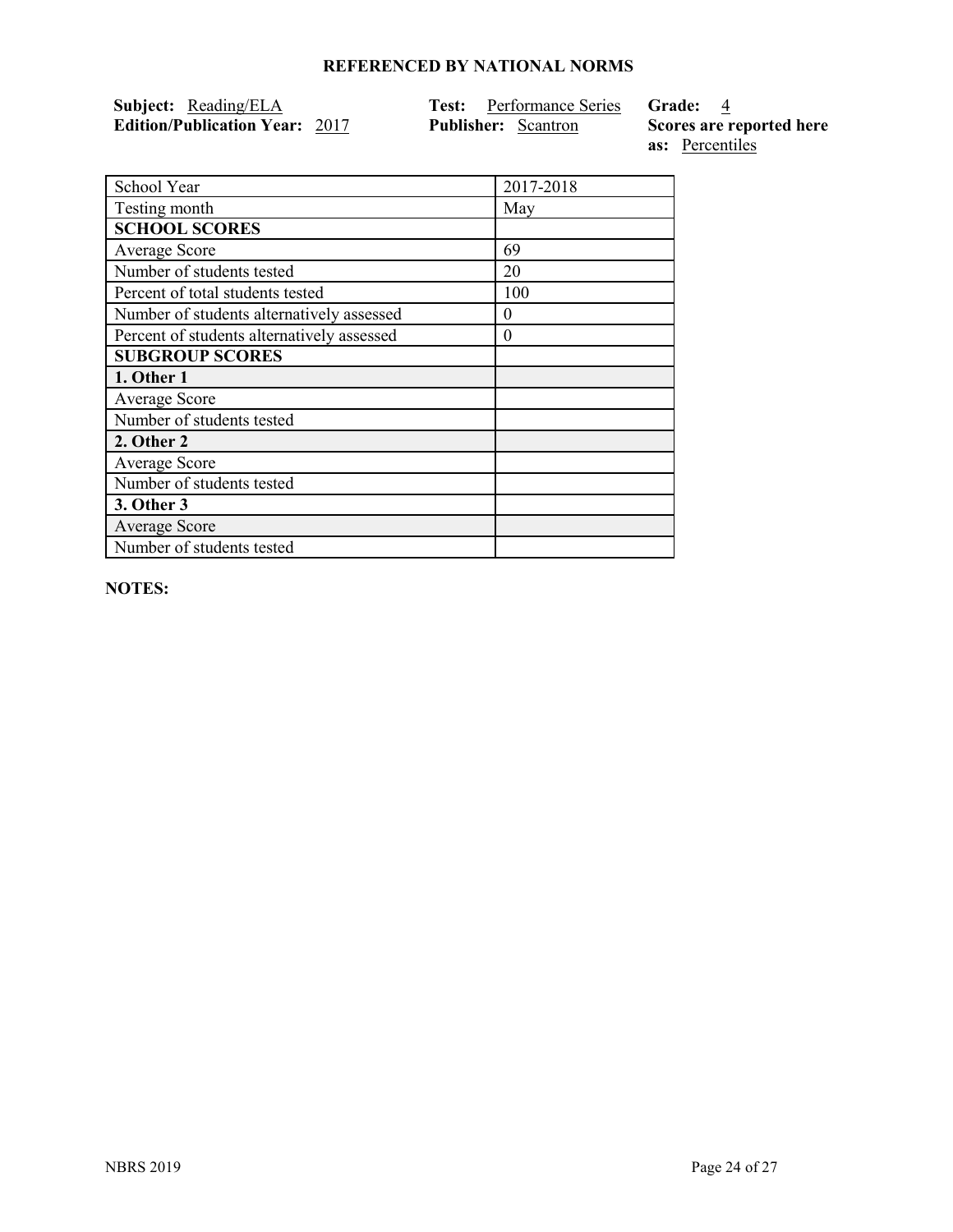## REFERENCED BY NATIONAL NORMS

**Subject:** Reading/ELA
**Edition/Publication Year:** 2017
**Test:** Performance Series
**Publisher:** Scantron
**Grade:** 4
**Scores are reported here as:** Percentiles

| School Year | 2017-2018 |
|---|---|
| Testing month | May |
| **SCHOOL SCORES** | |
| Average Score | 69 |
| Number of students tested | 20 |
| Percent of total students tested | 100 |
| Number of students alternatively assessed | 0 |
| Percent of students alternatively assessed | 0 |
| **SUBGROUP SCORES** | |
| **1. Other 1** | |
| Average Score | |
| Number of students tested | |
| **2. Other 2** | |
| Average Score | |
| Number of students tested | |
| **3. Other 3** | |
| Average Score | |
| Number of students tested | |

**NOTES:**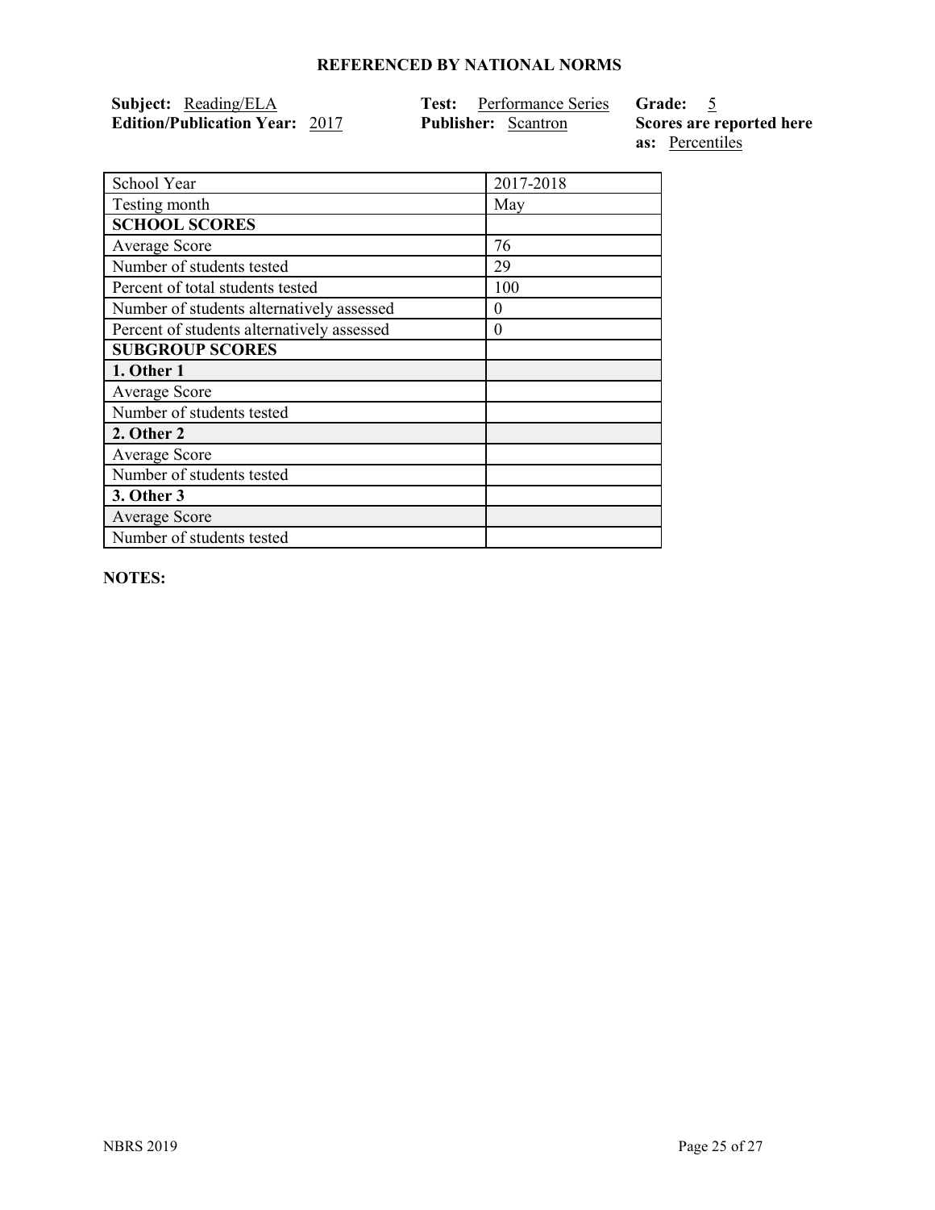## REFERENCED BY NATIONAL NORMS

**Subject:** Reading/ELA
**Edition/Publication Year:** 2017
**Test:** Performance Series
**Publisher:** Scantron
**Grade:** 5
**Scores are reported here as:** Percentiles

| School Year | 2017-2018 |
|---|---|
| Testing month | May |
| **SCHOOL SCORES** | |
| Average Score | 76 |
| Number of students tested | 29 |
| Percent of total students tested | 100 |
| Number of students alternatively assessed | 0 |
| Percent of students alternatively assessed | 0 |
| **SUBGROUP SCORES** | |
| **1. Other 1** | |
| Average Score | |
| Number of students tested | |
| **2. Other 2** | |
| Average Score | |
| Number of students tested | |
| **3. Other 3** | |
| Average Score | |
| Number of students tested | |

**NOTES:**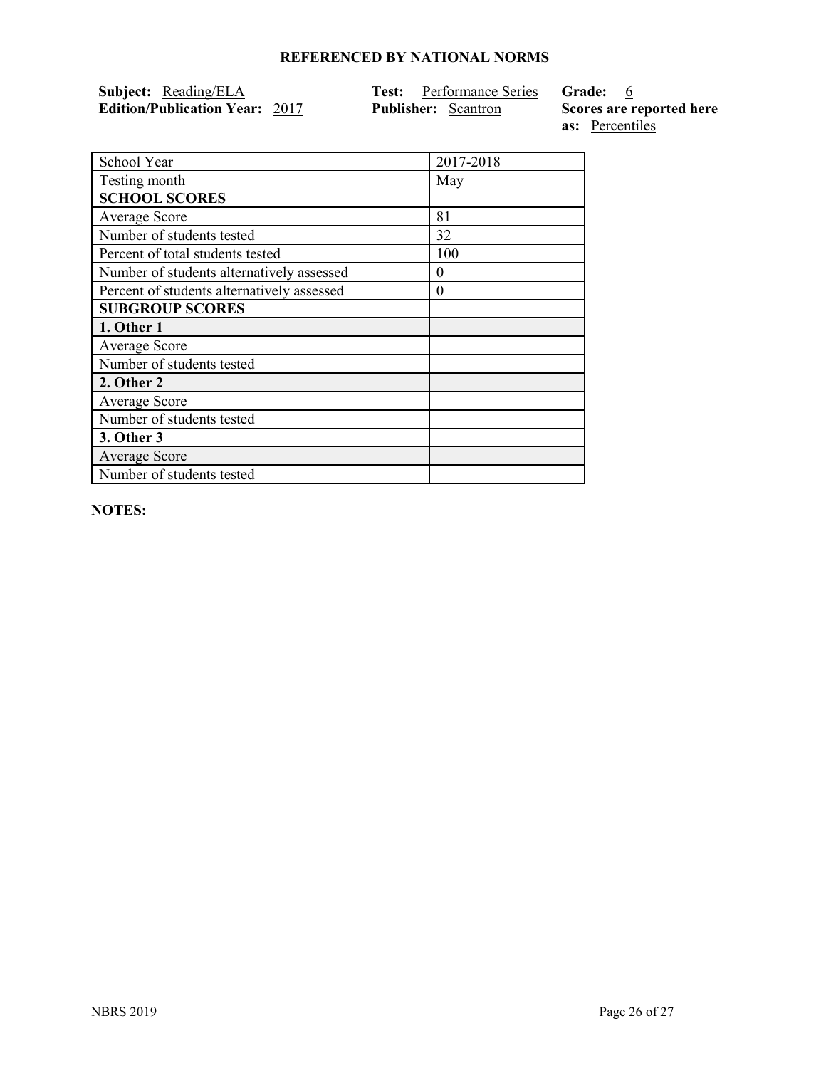## REFERENCED BY NATIONAL NORMS

**Subject:** Reading/ELA
**Edition/Publication Year:** 2017
**Test:** Performance Series
**Publisher:** Scantron
**Grade:** 6
**Scores are reported here as:** Percentiles

| School Year | 2017-2018 |
|---|---|
| Testing month | May |
| **SCHOOL SCORES** | |
| Average Score | 81 |
| Number of students tested | 32 |
| Percent of total students tested | 100 |
| Number of students alternatively assessed | 0 |
| Percent of students alternatively assessed | 0 |
| **SUBGROUP SCORES** | |
| **1. Other 1** | |
| Average Score | |
| Number of students tested | |
| **2. Other 2** | |
| Average Score | |
| Number of students tested | |
| **3. Other 3** | |
| Average Score | |
| Number of students tested | |

**NOTES:**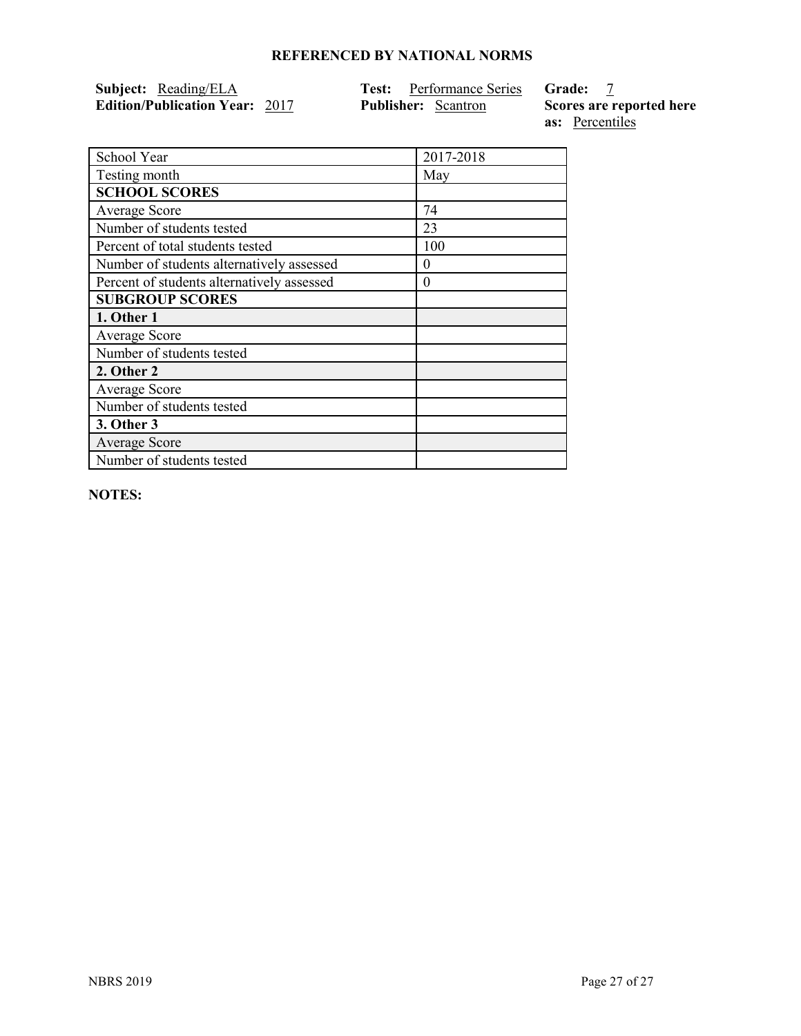## REFERENCED BY NATIONAL NORMS

**Subject:** Reading/ELA
**Edition/Publication Year:** 2017
**Test:** Performance Series
**Publisher:** Scantron
**Grade:** 7
**Scores are reported here as:** Percentiles

| | |
|---|---|
| School Year | 2017-2018 |
| Testing month | May |
| **SCHOOL SCORES** | |
| Average Score | 74 |
| Number of students tested | 23 |
| Percent of total students tested | 100 |
| Number of students alternatively assessed | 0 |
| Percent of students alternatively assessed | 0 |
| **SUBGROUP SCORES** | |
| **1. Other 1** | |
| Average Score | |
| Number of students tested | |
| **2. Other 2** | |
| Average Score | |
| Number of students tested | |
| **3. Other 3** | |
| Average Score | |
| Number of students tested | |

**NOTES:**